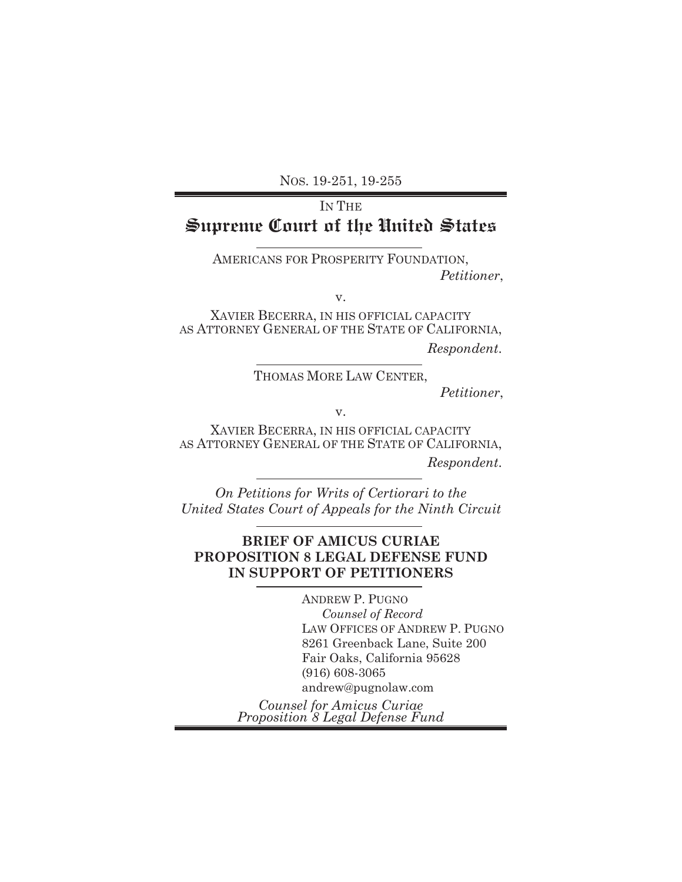NOS. 19-251, 19-255

IN THE

# Supreme Court of the United States

AMERICANS FOR PROSPERITY FOUNDATION,
*Petitioner*,

v.

XAVIER BECERRA, IN HIS OFFICIAL CAPACITY AS ATTORNEY GENERAL OF THE STATE OF CALIFORNIA,
*Respondent*.

THOMAS MORE LAW CENTER,
*Petitioner*,

v.

XAVIER BECERRA, IN HIS OFFICIAL CAPACITY AS ATTORNEY GENERAL OF THE STATE OF CALIFORNIA,
*Respondent*.

*On Petitions for Writs of Certiorari to the United States Court of Appeals for the Ninth Circuit*

**BRIEF OF AMICUS CURIAE PROPOSITION 8 LEGAL DEFENSE FUND IN SUPPORT OF PETITIONERS**

ANDREW P. PUGNO
*Counsel of Record*
LAW OFFICES OF ANDREW P. PUGNO
8261 Greenback Lane, Suite 200
Fair Oaks, California 95628
(916) 608-3065
andrew@pugnolaw.com

*Counsel for Amicus Curiae Proposition 8 Legal Defense Fund*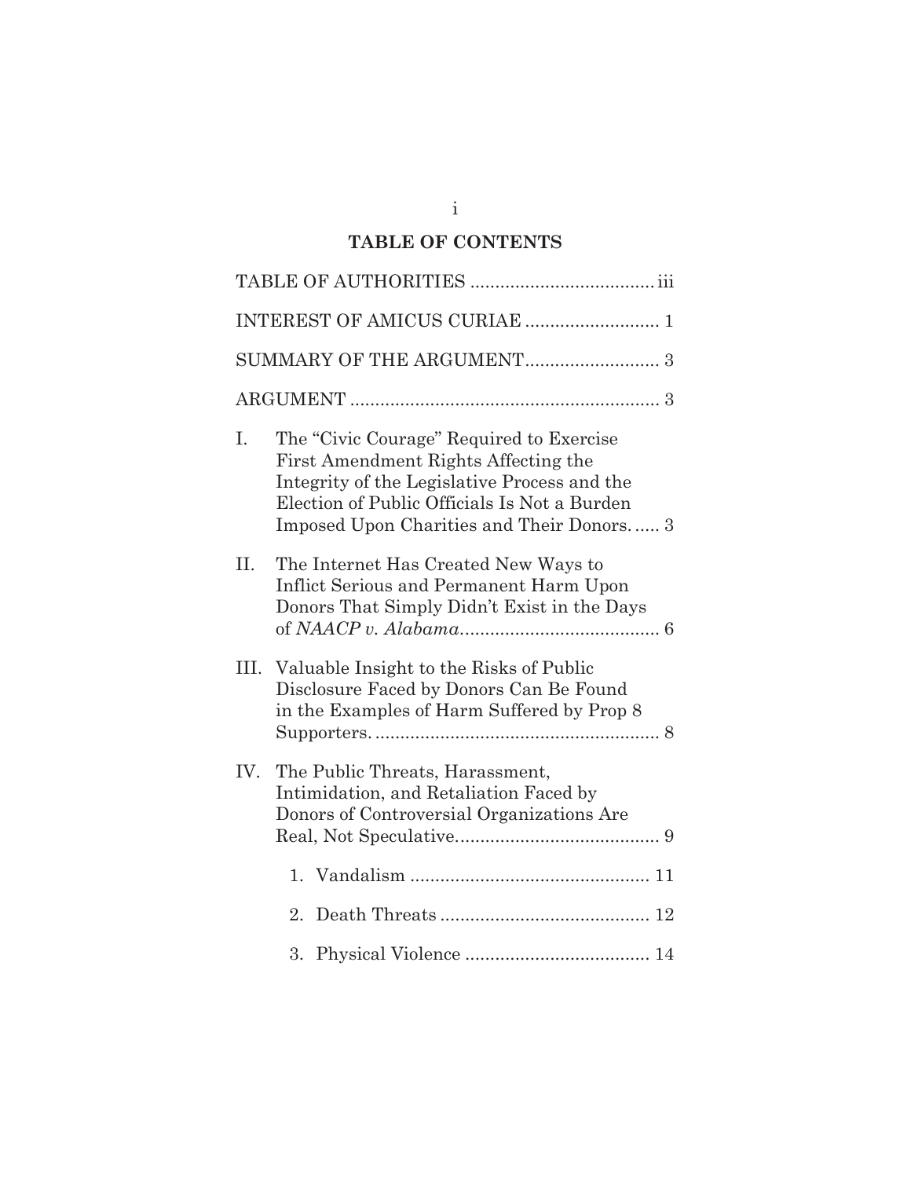## TABLE OF CONTENTS

TABLE OF AUTHORITIES .................................... iii

INTEREST OF AMICUS CURIAE .......................... 1

SUMMARY OF THE ARGUMENT.......................... 3

ARGUMENT ............................................................ 3

I. The "Civic Courage" Required to Exercise First Amendment Rights Affecting the Integrity of the Legislative Process and the Election of Public Officials Is Not a Burden Imposed Upon Charities and Their Donors. ..... 3

II. The Internet Has Created New Ways to Inflict Serious and Permanent Harm Upon Donors That Simply Didn't Exist in the Days of *NAACP v. Alabama*....................................... 6

III. Valuable Insight to the Risks of Public Disclosure Faced by Donors Can Be Found in the Examples of Harm Suffered by Prop 8 Supporters. ........................................................ 8

IV. The Public Threats, Harassment, Intimidation, and Retaliation Faced by Donors of Controversial Organizations Are Real, Not Speculative........................................ 9

   1. Vandalism ............................................... 11

   2. Death Threats ......................................... 12

   3. Physical Violence .................................... 14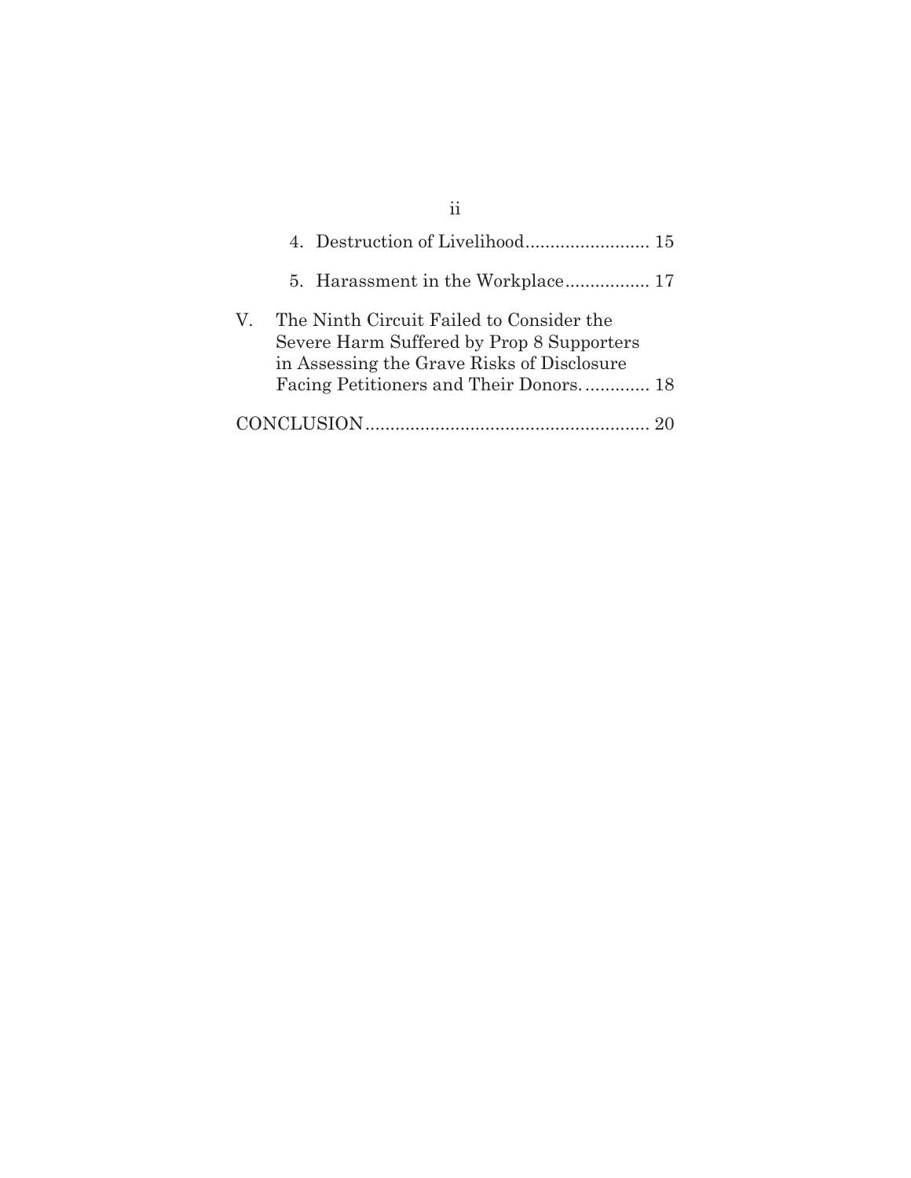4. Destruction of Livelihood......................... 15

5. Harassment in the Workplace................. 17

V. The Ninth Circuit Failed to Consider the Severe Harm Suffered by Prop 8 Supporters in Assessing the Grave Risks of Disclosure Facing Petitioners and Their Donors............. 18

CONCLUSION......................................................... 20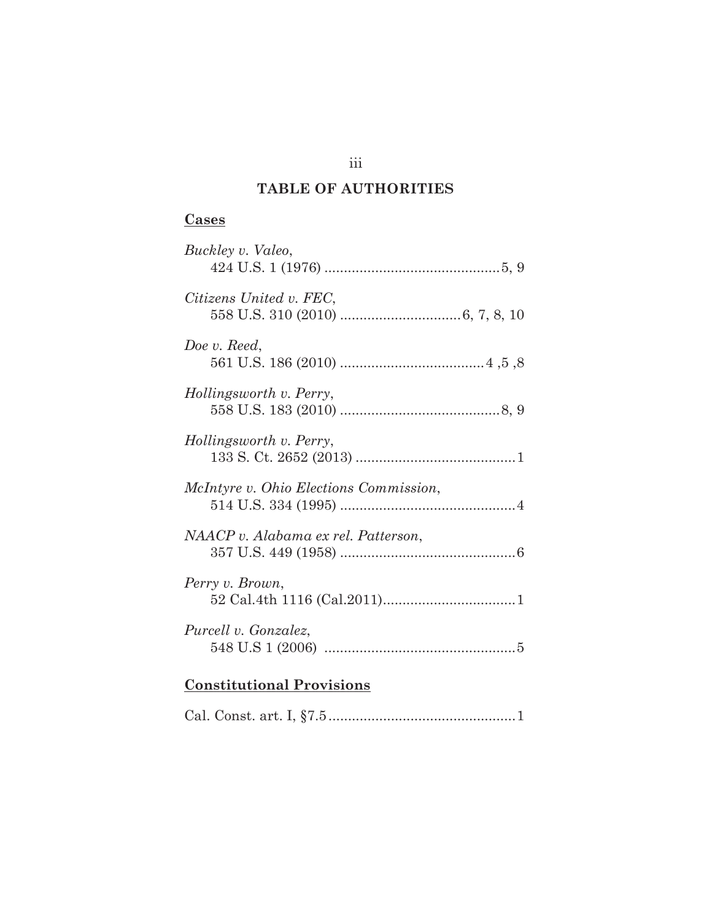# TABLE OF AUTHORITIES

## Cases

*Buckley v. Valeo*,
424 U.S. 1 (1976) .............................................5, 9

*Citizens United v. FEC*,
558 U.S. 310 (2010) ...............................6, 7, 8, 10

*Doe v. Reed*,
561 U.S. 186 (2010) .....................................4 ,5 ,8

*Hollingsworth v. Perry*,
558 U.S. 183 (2010) .........................................8, 9

*Hollingsworth v. Perry*,
133 S. Ct. 2652 (2013) .........................................1

*McIntyre v. Ohio Elections Commission*,
514 U.S. 334 (1995) .............................................4

*NAACP v. Alabama ex rel. Patterson*,
357 U.S. 449 (1958) .............................................6

*Perry v. Brown*,
52 Cal.4th 1116 (Cal.2011)..................................1

*Purcell v. Gonzalez*,
548 U.S 1 (2006) .................................................5

## Constitutional Provisions

Cal. Const. art. I, §7.5................................................1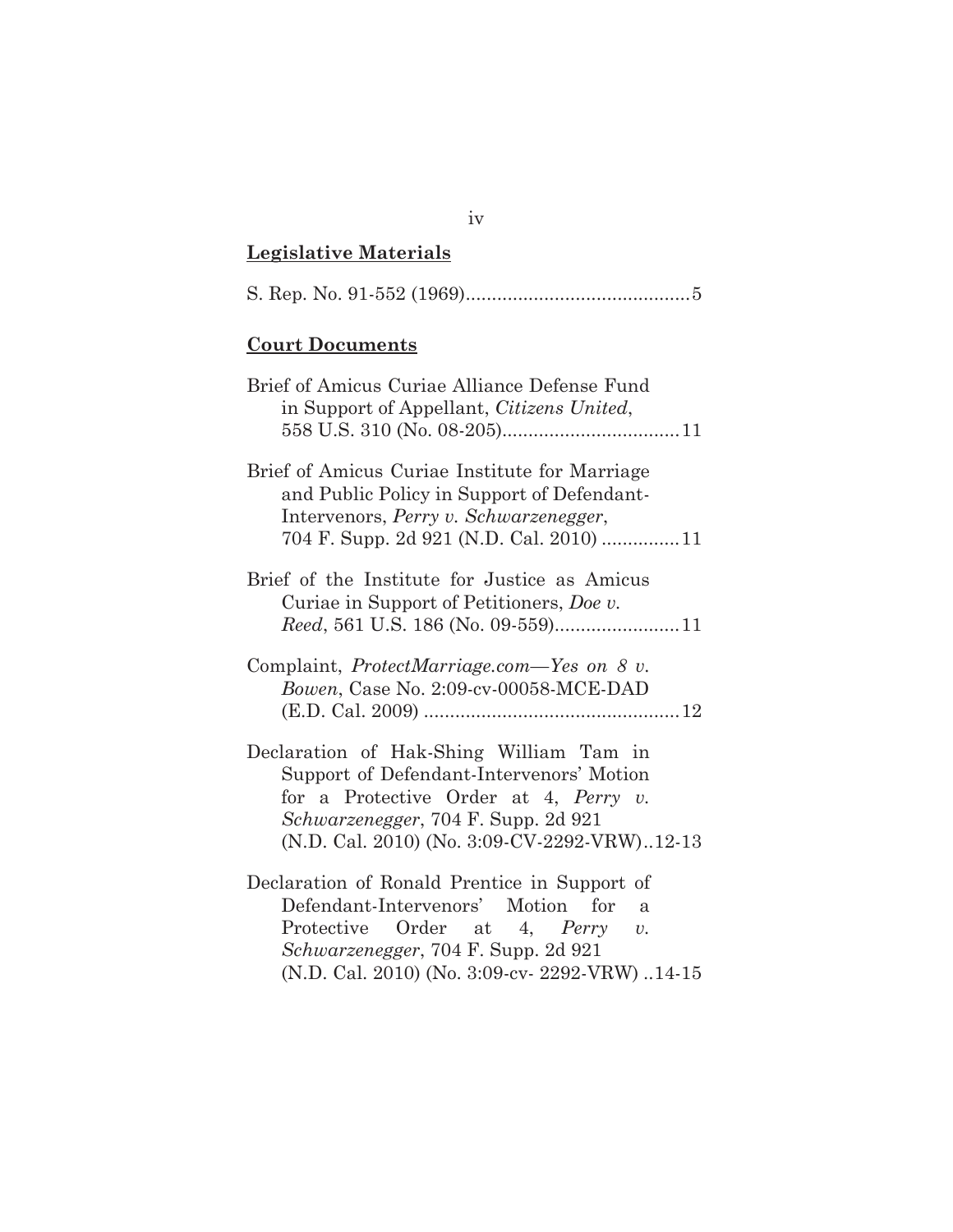**Legislative Materials**

S. Rep. No. 91-552 (1969)...........................................5

**Court Documents**

Brief of Amicus Curiae Alliance Defense Fund in Support of Appellant, *Citizens United*, 558 U.S. 310 (No. 08-205)..................................11

Brief of Amicus Curiae Institute for Marriage and Public Policy in Support of Defendant-Intervenors, *Perry v. Schwarzenegger*, 704 F. Supp. 2d 921 (N.D. Cal. 2010) ...............11

Brief of the Institute for Justice as Amicus Curiae in Support of Petitioners, *Doe v. Reed*, 561 U.S. 186 (No. 09-559)........................11

Complaint, *ProtectMarriage.com—Yes on 8 v. Bowen*, Case No. 2:09-cv-00058-MCE-DAD (E.D. Cal. 2009) .................................................12

Declaration of Hak-Shing William Tam in Support of Defendant-Intervenors' Motion for a Protective Order at 4, *Perry v. Schwarzenegger*, 704 F. Supp. 2d 921 (N.D. Cal. 2010) (No. 3:09-CV-2292-VRW)..12-13

Declaration of Ronald Prentice in Support of Defendant-Intervenors' Motion for a Protective Order at 4, *Perry v. Schwarzenegger*, 704 F. Supp. 2d 921 (N.D. Cal. 2010) (No. 3:09-cv- 2292-VRW) ..14-15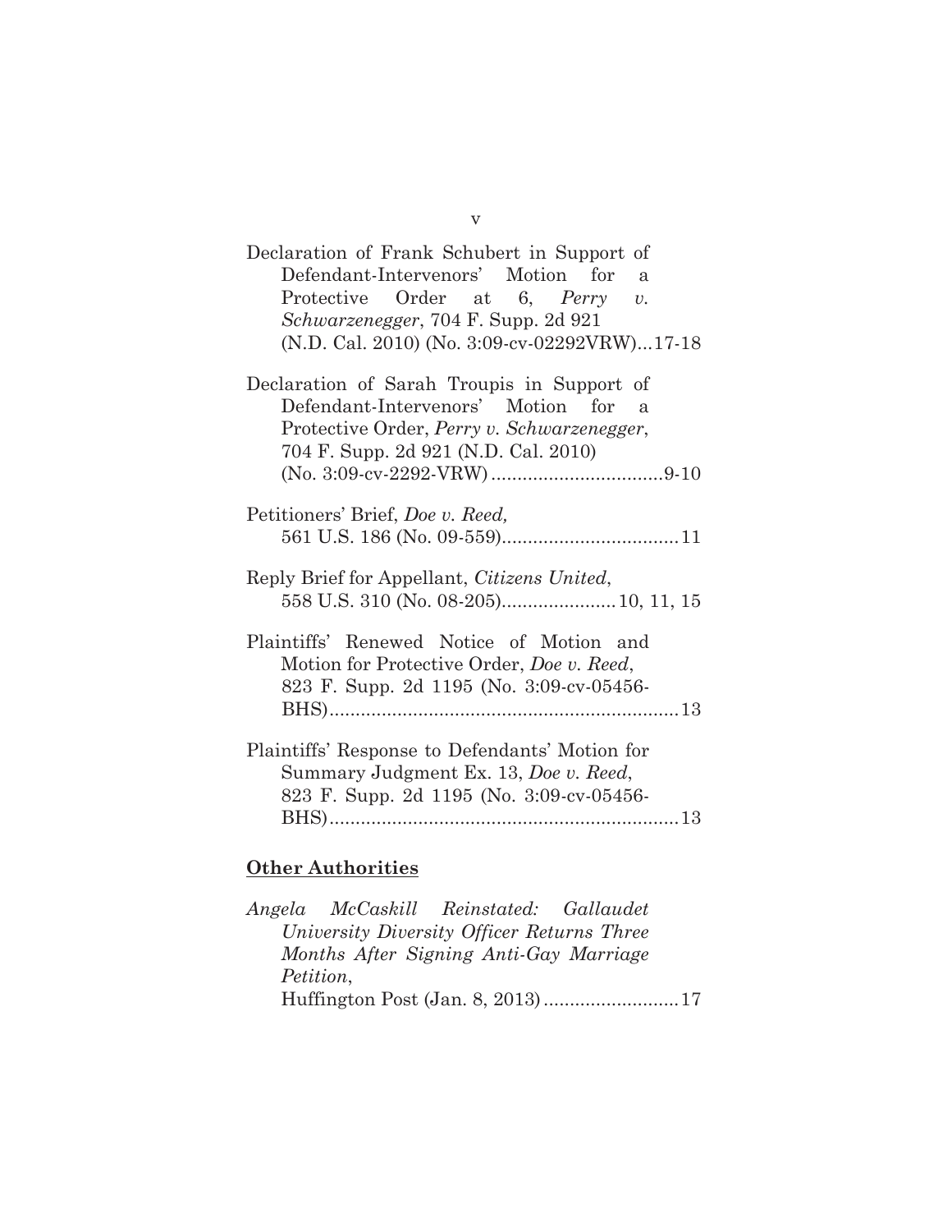Declaration of Frank Schubert in Support of Defendant-Intervenors' Motion for a Protective Order at 6, *Perry v. Schwarzenegger*, 704 F. Supp. 2d 921 (N.D. Cal. 2010) (No. 3:09-cv-02292VRW)...17-18

Declaration of Sarah Troupis in Support of Defendant-Intervenors' Motion for a Protective Order, *Perry v. Schwarzenegger*, 704 F. Supp. 2d 921 (N.D. Cal. 2010) (No. 3:09-cv-2292-VRW).................................9-10

Petitioners' Brief, *Doe v. Reed,* 561 U.S. 186 (No. 09-559)..................................11

Reply Brief for Appellant, *Citizens United*, 558 U.S. 310 (No. 08-205)......................10, 11, 15

Plaintiffs' Renewed Notice of Motion and Motion for Protective Order, *Doe v. Reed*, 823 F. Supp. 2d 1195 (No. 3:09-cv-05456-BHS)...................................................................13

Plaintiffs' Response to Defendants' Motion for Summary Judgment Ex. 13, *Doe v. Reed*, 823 F. Supp. 2d 1195 (No. 3:09-cv-05456-BHS)...................................................................13

**Other Authorities**

*Angela McCaskill Reinstated: Gallaudet University Diversity Officer Returns Three Months After Signing Anti-Gay Marriage Petition*, Huffington Post (Jan. 8, 2013)..........................17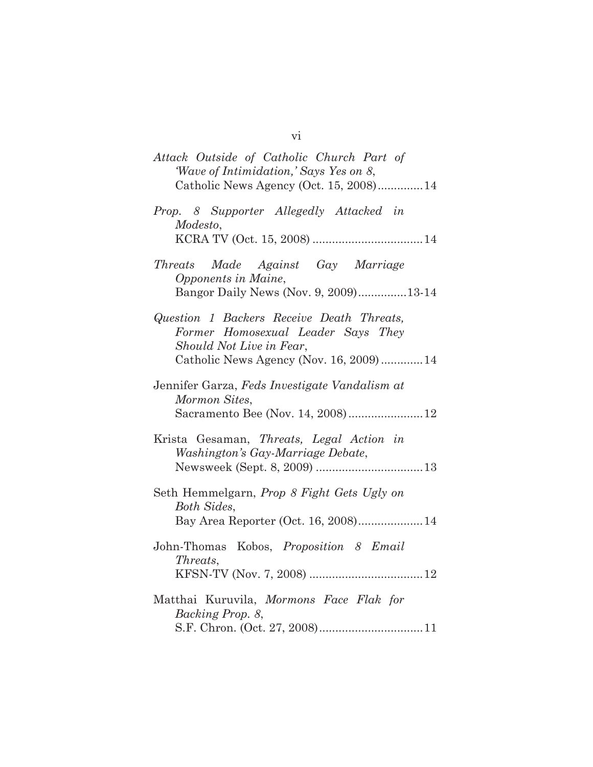*Attack Outside of Catholic Church Part of 'Wave of Intimidation,' Says Yes on 8*, Catholic News Agency (Oct. 15, 2008) .............. 14

*Prop. 8 Supporter Allegedly Attacked in Modesto*, KCRA TV (Oct. 15, 2008) .................................. 14

*Threats Made Against Gay Marriage Opponents in Maine*, Bangor Daily News (Nov. 9, 2009) ............... 13-14

*Question 1 Backers Receive Death Threats, Former Homosexual Leader Says They Should Not Live in Fear*, Catholic News Agency (Nov. 16, 2009) ............. 14

Jennifer Garza, *Feds Investigate Vandalism at Mormon Sites*, Sacramento Bee (Nov. 14, 2008) ....................... 12

Krista Gesaman, *Threats, Legal Action in Washington's Gay-Marriage Debate*, Newsweek (Sept. 8, 2009) ................................. 13

Seth Hemmelgarn, *Prop 8 Fight Gets Ugly on Both Sides*, Bay Area Reporter (Oct. 16, 2008) .................... 14

John-Thomas Kobos, *Proposition 8 Email Threats*, KFSN-TV (Nov. 7, 2008) ................................... 12

Matthai Kuruvila, *Mormons Face Flak for Backing Prop. 8*, S.F. Chron. (Oct. 27, 2008) ................................ 11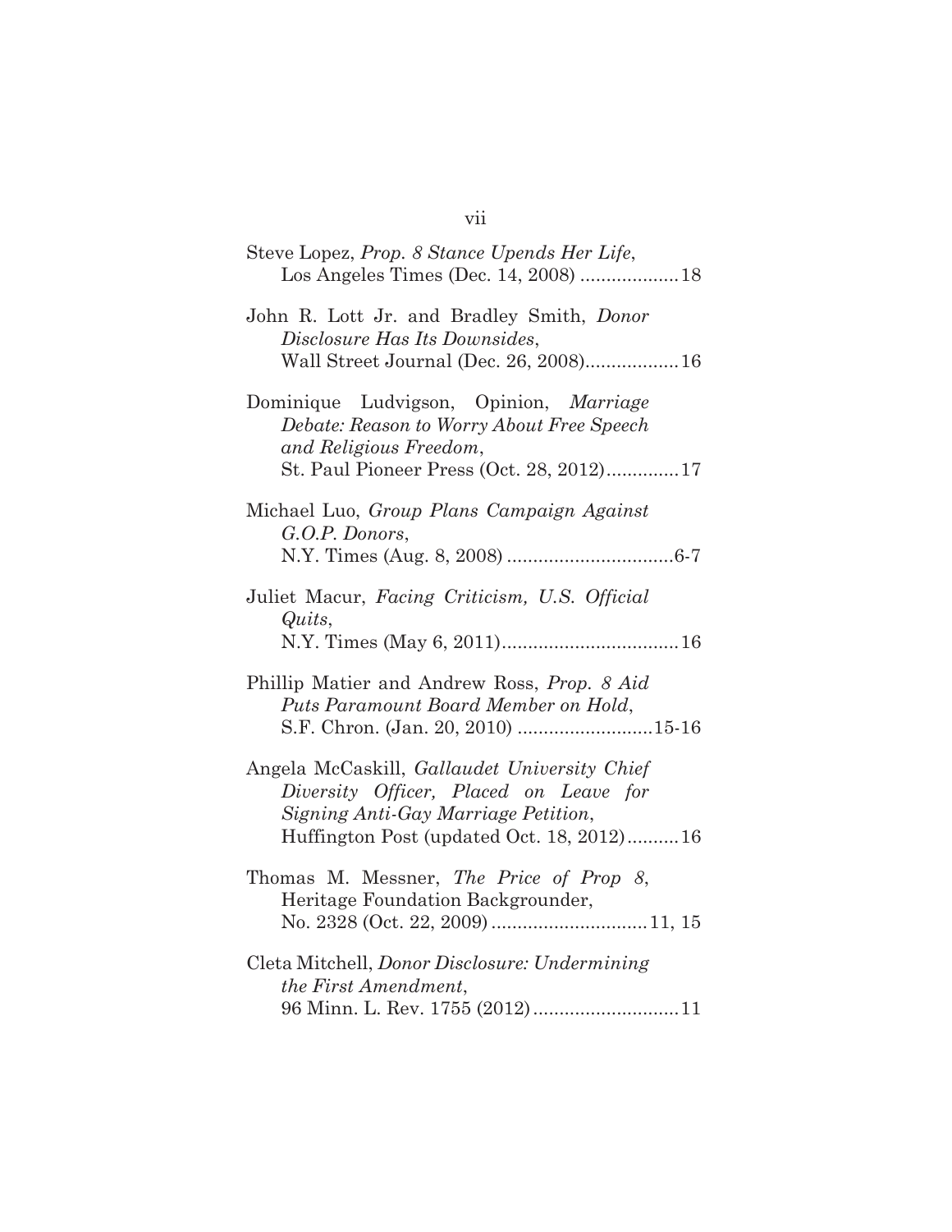Steve Lopez, *Prop. 8 Stance Upends Her Life*, Los Angeles Times (Dec. 14, 2008) ...................18

John R. Lott Jr. and Bradley Smith, *Donor Disclosure Has Its Downsides*, Wall Street Journal (Dec. 26, 2008)..................16

Dominique Ludvigson, Opinion, *Marriage Debate: Reason to Worry About Free Speech and Religious Freedom*, St. Paul Pioneer Press (Oct. 28, 2012)..............17

Michael Luo, *Group Plans Campaign Against G.O.P. Donors*, N.Y. Times (Aug. 8, 2008) ................................6-7

Juliet Macur, *Facing Criticism, U.S. Official Quits*, N.Y. Times (May 6, 2011)..................................16

Phillip Matier and Andrew Ross, *Prop. 8 Aid Puts Paramount Board Member on Hold*, S.F. Chron. (Jan. 20, 2010) ..........................15-16

Angela McCaskill, *Gallaudet University Chief Diversity Officer, Placed on Leave for Signing Anti-Gay Marriage Petition*, Huffington Post (updated Oct. 18, 2012)..........16

Thomas M. Messner, *The Price of Prop 8*, Heritage Foundation Backgrounder, No. 2328 (Oct. 22, 2009) ..............................11, 15

Cleta Mitchell, *Donor Disclosure: Undermining the First Amendment*, 96 Minn. L. Rev. 1755 (2012) ............................11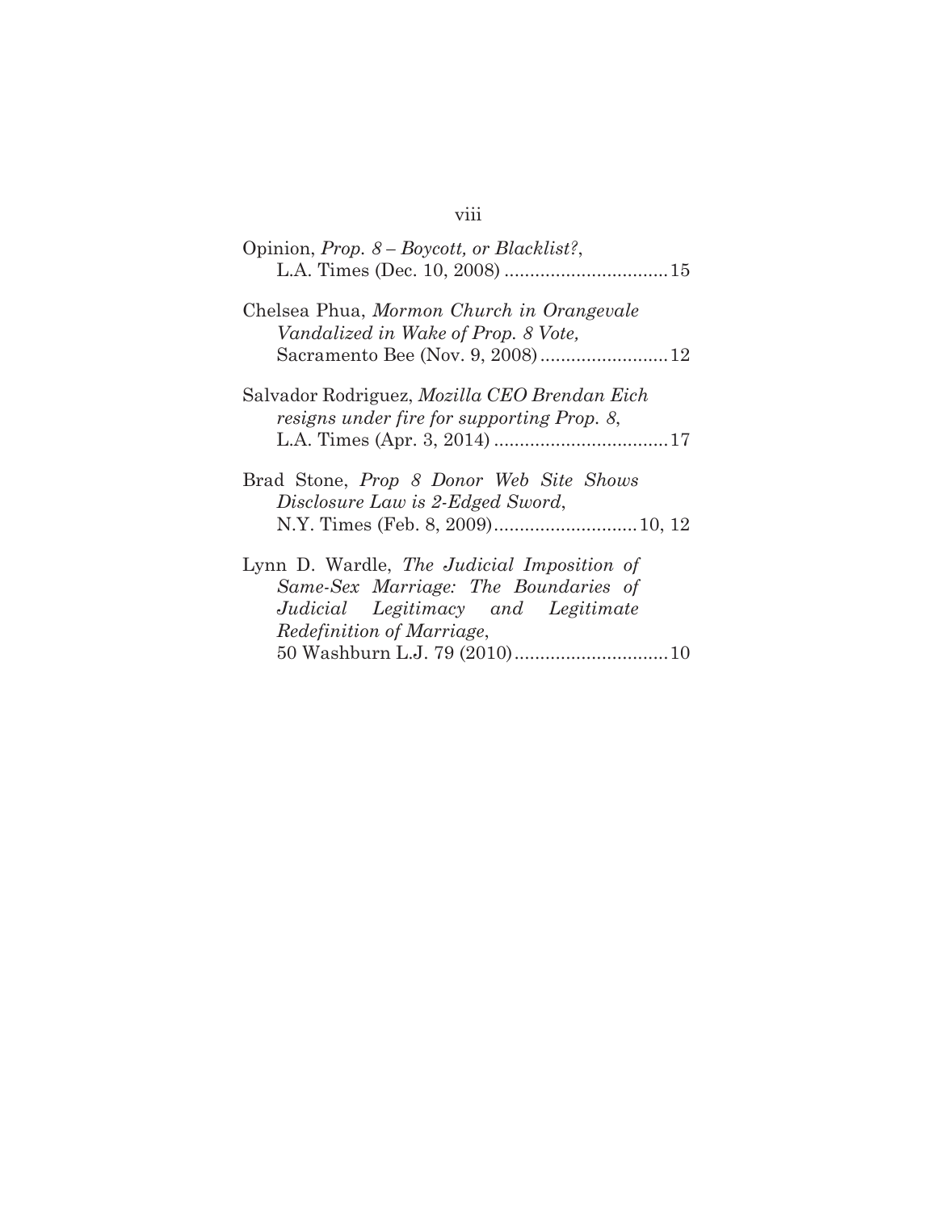Opinion, *Prop. 8 – Boycott, or Blacklist?*, L.A. Times (Dec. 10, 2008) ................................15

Chelsea Phua, *Mormon Church in Orangevale Vandalized in Wake of Prop. 8 Vote,* Sacramento Bee (Nov. 9, 2008).........................12

Salvador Rodriguez, *Mozilla CEO Brendan Eich resigns under fire for supporting Prop. 8*, L.A. Times (Apr. 3, 2014) ..................................17

Brad Stone, *Prop 8 Donor Web Site Shows Disclosure Law is 2-Edged Sword*, N.Y. Times (Feb. 8, 2009)............................10, 12

Lynn D. Wardle, *The Judicial Imposition of Same-Sex Marriage: The Boundaries of Judicial Legitimacy and Legitimate Redefinition of Marriage*, 50 Washburn L.J. 79 (2010)..............................10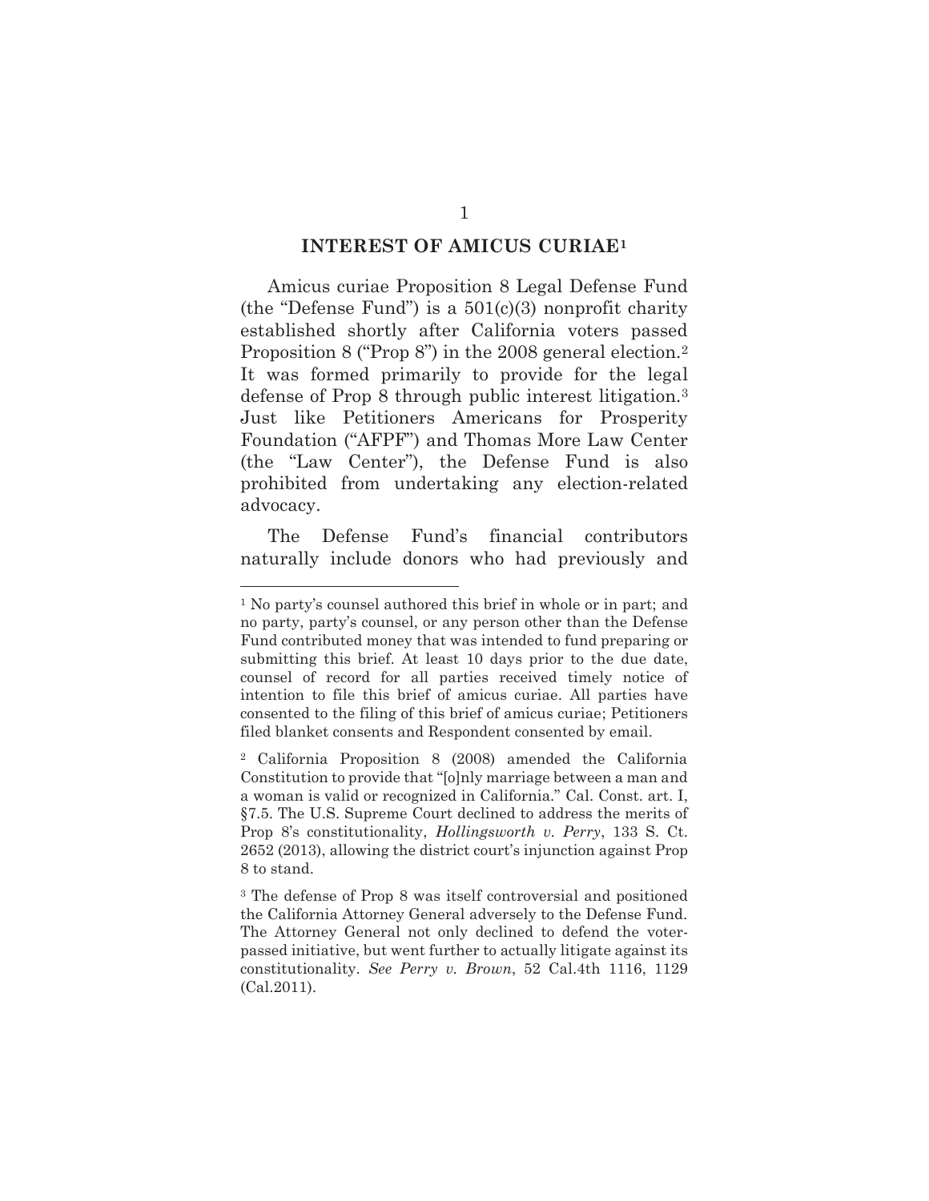## INTEREST OF AMICUS CURIAE[1]

Amicus curiae Proposition 8 Legal Defense Fund (the "Defense Fund") is a 501(c)(3) nonprofit charity established shortly after California voters passed Proposition 8 ("Prop 8") in the 2008 general election.[2] It was formed primarily to provide for the legal defense of Prop 8 through public interest litigation.[3] Just like Petitioners Americans for Prosperity Foundation ("AFPF") and Thomas More Law Center (the "Law Center"), the Defense Fund is also prohibited from undertaking any election-related advocacy.

The Defense Fund's financial contributors naturally include donors who had previously and

---

[1] No party's counsel authored this brief in whole or in part; and no party, party's counsel, or any person other than the Defense Fund contributed money that was intended to fund preparing or submitting this brief. At least 10 days prior to the due date, counsel of record for all parties received timely notice of intention to file this brief of amicus curiae. All parties have consented to the filing of this brief of amicus curiae; Petitioners filed blanket consents and Respondent consented by email.

[2] California Proposition 8 (2008) amended the California Constitution to provide that "[o]nly marriage between a man and a woman is valid or recognized in California." Cal. Const. art. I, §7.5. The U.S. Supreme Court declined to address the merits of Prop 8's constitutionality, *Hollingsworth v. Perry*, 133 S. Ct. 2652 (2013), allowing the district court's injunction against Prop 8 to stand.

[3] The defense of Prop 8 was itself controversial and positioned the California Attorney General adversely to the Defense Fund. The Attorney General not only declined to defend the voter-passed initiative, but went further to actually litigate against its constitutionality. *See Perry v. Brown*, 52 Cal.4th 1116, 1129 (Cal.2011).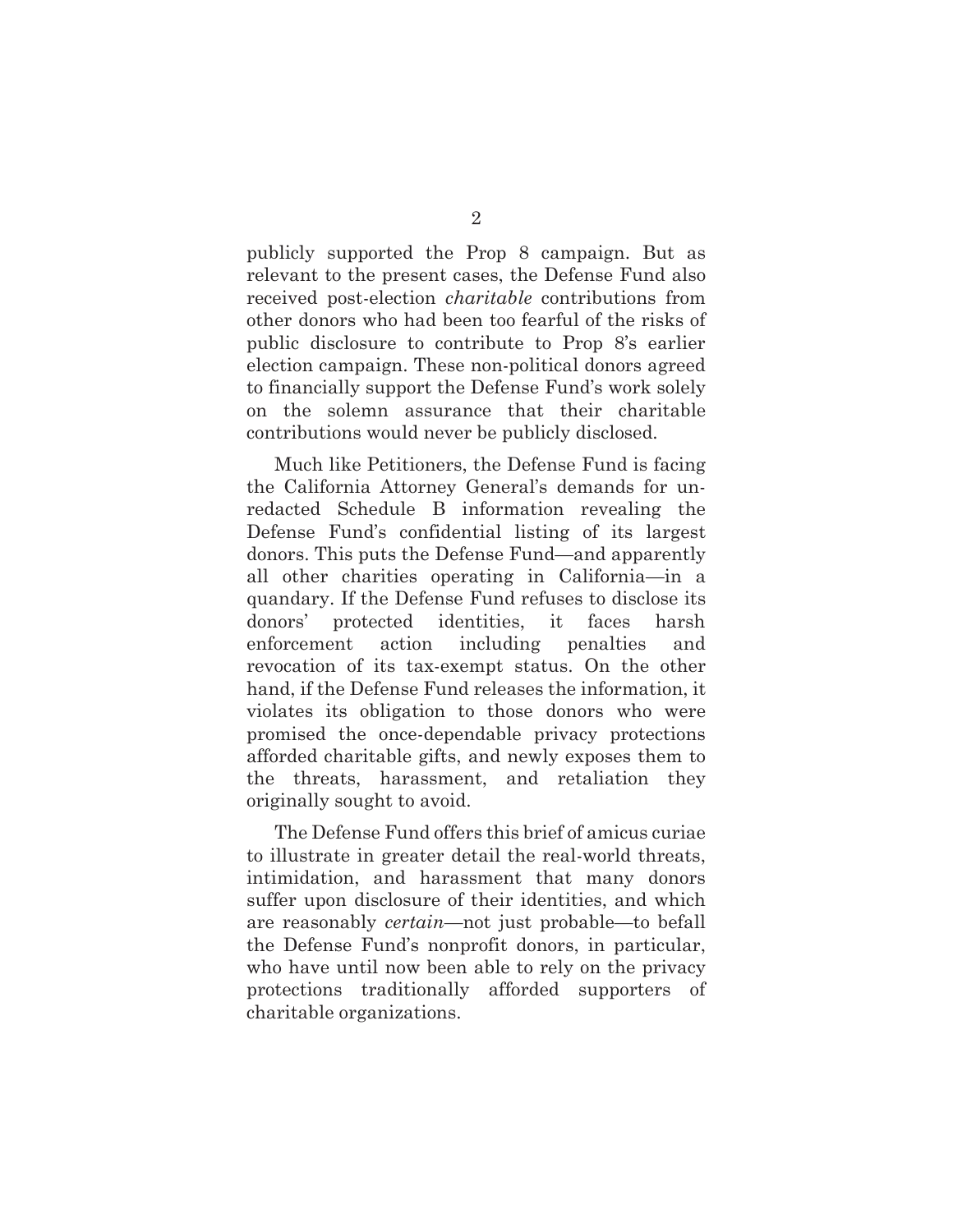publicly supported the Prop 8 campaign. But as relevant to the present cases, the Defense Fund also received post-election *charitable* contributions from other donors who had been too fearful of the risks of public disclosure to contribute to Prop 8's earlier election campaign. These non-political donors agreed to financially support the Defense Fund's work solely on the solemn assurance that their charitable contributions would never be publicly disclosed.

Much like Petitioners, the Defense Fund is facing the California Attorney General's demands for un-redacted Schedule B information revealing the Defense Fund's confidential listing of its largest donors. This puts the Defense Fund—and apparently all other charities operating in California—in a quandary. If the Defense Fund refuses to disclose its donors' protected identities, it faces harsh enforcement action including penalties and revocation of its tax-exempt status. On the other hand, if the Defense Fund releases the information, it violates its obligation to those donors who were promised the once-dependable privacy protections afforded charitable gifts, and newly exposes them to the threats, harassment, and retaliation they originally sought to avoid.

The Defense Fund offers this brief of amicus curiae to illustrate in greater detail the real-world threats, intimidation, and harassment that many donors suffer upon disclosure of their identities, and which are reasonably *certain*—not just probable—to befall the Defense Fund's nonprofit donors, in particular, who have until now been able to rely on the privacy protections traditionally afforded supporters of charitable organizations.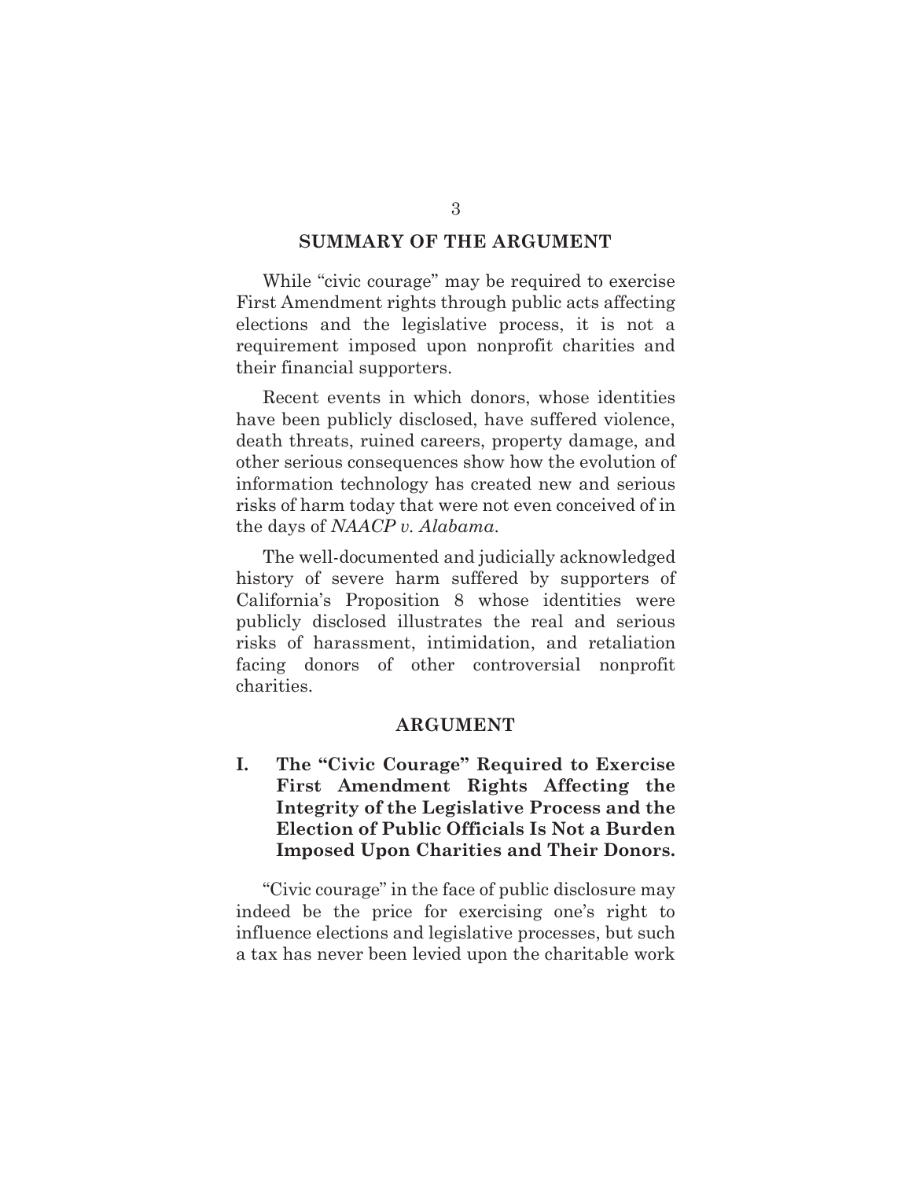## SUMMARY OF THE ARGUMENT

While "civic courage" may be required to exercise First Amendment rights through public acts affecting elections and the legislative process, it is not a requirement imposed upon nonprofit charities and their financial supporters.

Recent events in which donors, whose identities have been publicly disclosed, have suffered violence, death threats, ruined careers, property damage, and other serious consequences show how the evolution of information technology has created new and serious risks of harm today that were not even conceived of in the days of *NAACP v. Alabama*.

The well-documented and judicially acknowledged history of severe harm suffered by supporters of California's Proposition 8 whose identities were publicly disclosed illustrates the real and serious risks of harassment, intimidation, and retaliation facing donors of other controversial nonprofit charities.

## ARGUMENT

### I. The "Civic Courage" Required to Exercise First Amendment Rights Affecting the Integrity of the Legislative Process and the Election of Public Officials Is Not a Burden Imposed Upon Charities and Their Donors.

"Civic courage" in the face of public disclosure may indeed be the price for exercising one's right to influence elections and legislative processes, but such a tax has never been levied upon the charitable work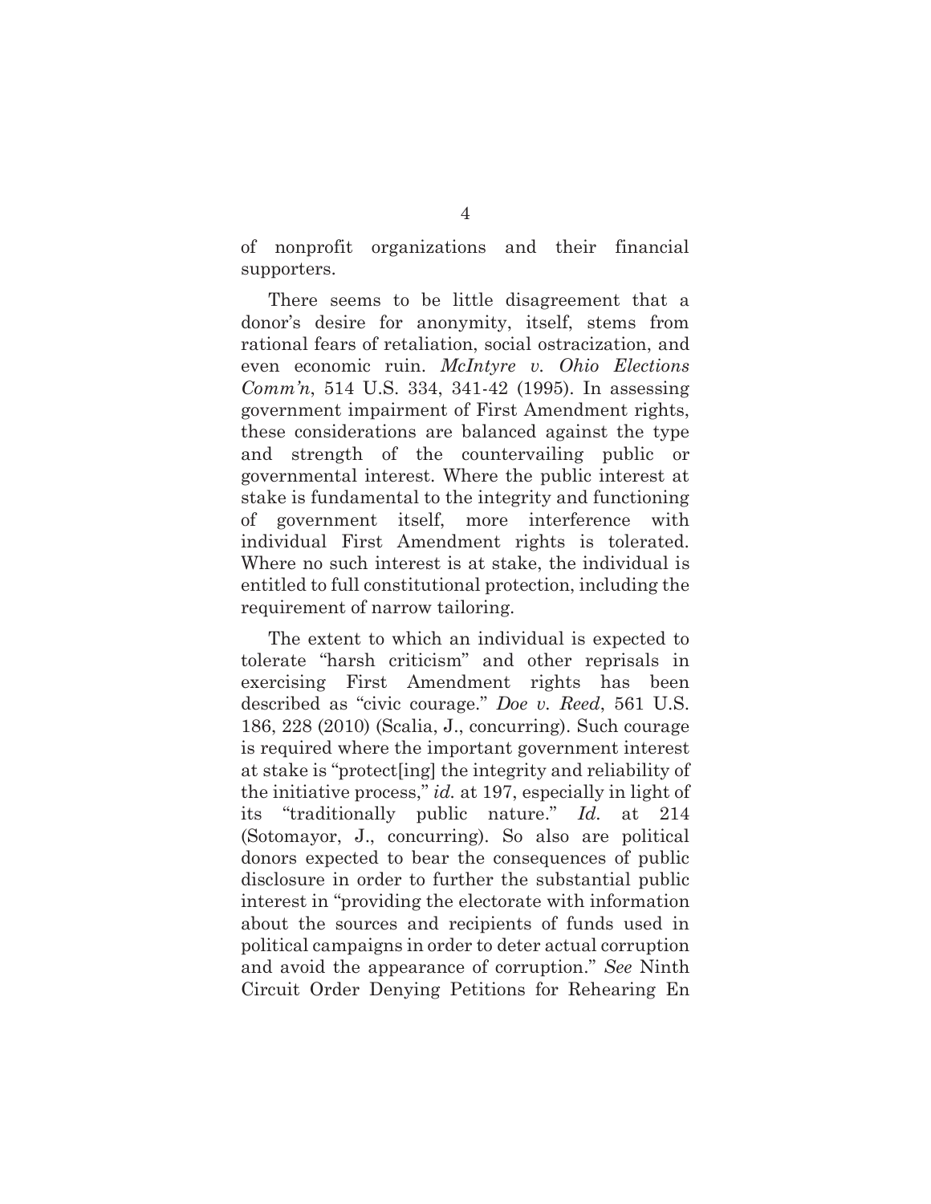of nonprofit organizations and their financial supporters.

There seems to be little disagreement that a donor's desire for anonymity, itself, stems from rational fears of retaliation, social ostracization, and even economic ruin. *McIntyre v. Ohio Elections Comm'n*, 514 U.S. 334, 341-42 (1995). In assessing government impairment of First Amendment rights, these considerations are balanced against the type and strength of the countervailing public or governmental interest. Where the public interest at stake is fundamental to the integrity and functioning of government itself, more interference with individual First Amendment rights is tolerated. Where no such interest is at stake, the individual is entitled to full constitutional protection, including the requirement of narrow tailoring.

The extent to which an individual is expected to tolerate "harsh criticism" and other reprisals in exercising First Amendment rights has been described as "civic courage." *Doe v. Reed*, 561 U.S. 186, 228 (2010) (Scalia, J., concurring). Such courage is required where the important government interest at stake is "protect[ing] the integrity and reliability of the initiative process," *id.* at 197, especially in light of its "traditionally public nature." *Id.* at 214 (Sotomayor, J., concurring). So also are political donors expected to bear the consequences of public disclosure in order to further the substantial public interest in "providing the electorate with information about the sources and recipients of funds used in political campaigns in order to deter actual corruption and avoid the appearance of corruption." *See* Ninth Circuit Order Denying Petitions for Rehearing En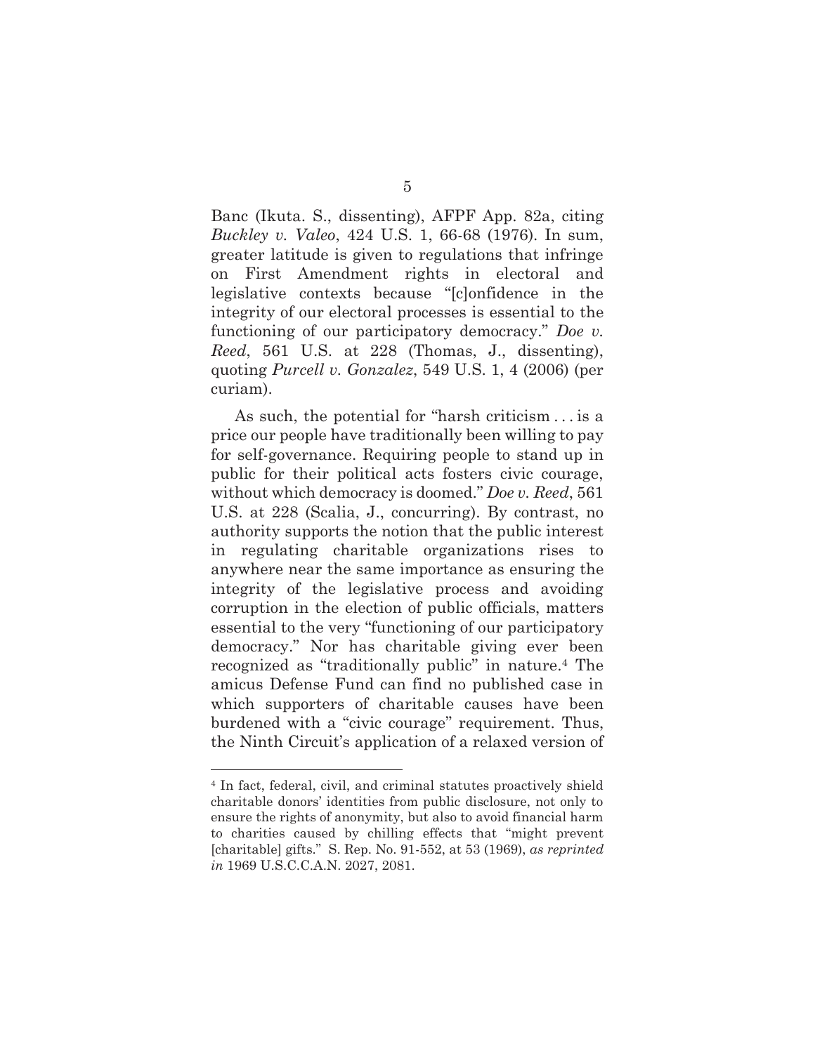Banc (Ikuta. S., dissenting), AFPF App. 82a, citing *Buckley v. Valeo*, 424 U.S. 1, 66-68 (1976). In sum, greater latitude is given to regulations that infringe on First Amendment rights in electoral and legislative contexts because "[c]onfidence in the integrity of our electoral processes is essential to the functioning of our participatory democracy." *Doe v. Reed*, 561 U.S. at 228 (Thomas, J., dissenting), quoting *Purcell v. Gonzalez*, 549 U.S. 1, 4 (2006) (per curiam).

As such, the potential for "harsh criticism . . . is a price our people have traditionally been willing to pay for self-governance. Requiring people to stand up in public for their political acts fosters civic courage, without which democracy is doomed." *Doe v. Reed*, 561 U.S. at 228 (Scalia, J., concurring). By contrast, no authority supports the notion that the public interest in regulating charitable organizations rises to anywhere near the same importance as ensuring the integrity of the legislative process and avoiding corruption in the election of public officials, matters essential to the very "functioning of our participatory democracy." Nor has charitable giving ever been recognized as "traditionally public" in nature.[4] The amicus Defense Fund can find no published case in which supporters of charitable causes have been burdened with a "civic courage" requirement. Thus, the Ninth Circuit's application of a relaxed version of

[4] In fact, federal, civil, and criminal statutes proactively shield charitable donors' identities from public disclosure, not only to ensure the rights of anonymity, but also to avoid financial harm to charities caused by chilling effects that "might prevent [charitable] gifts." S. Rep. No. 91-552, at 53 (1969), *as reprinted in* 1969 U.S.C.C.A.N. 2027, 2081.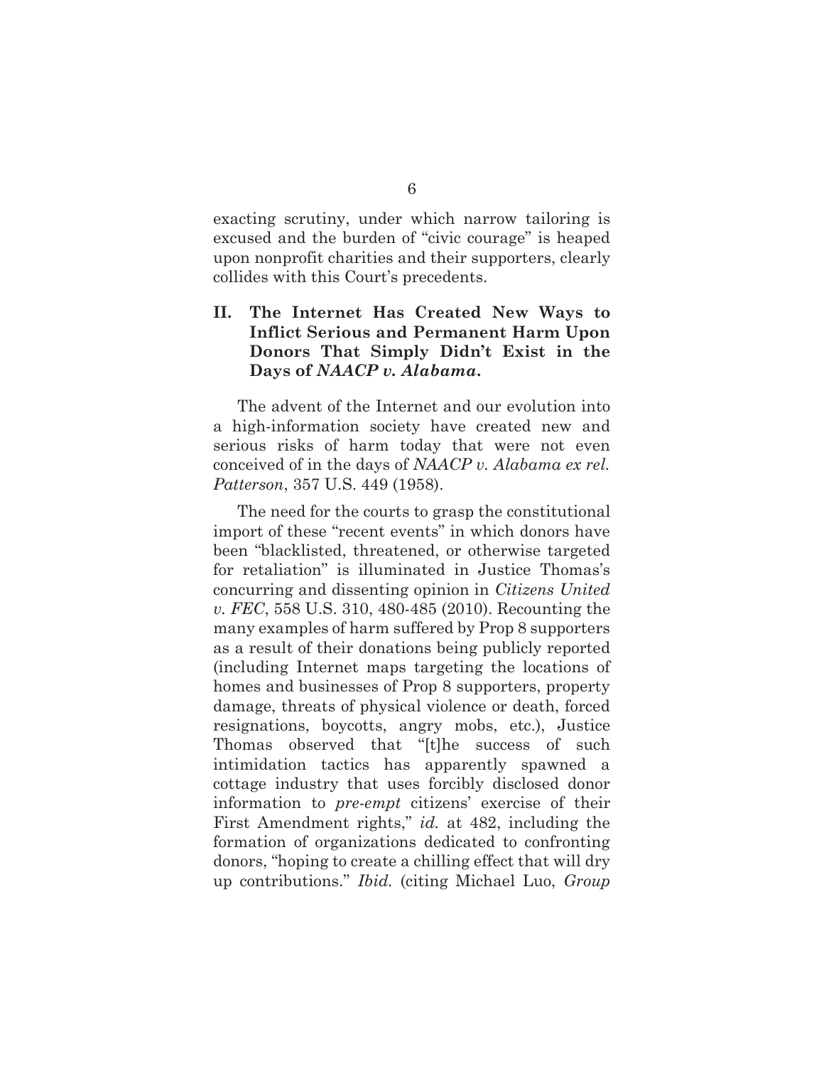exacting scrutiny, under which narrow tailoring is excused and the burden of "civic courage" is heaped upon nonprofit charities and their supporters, clearly collides with this Court's precedents.

## II. The Internet Has Created New Ways to Inflict Serious and Permanent Harm Upon Donors That Simply Didn't Exist in the Days of *NAACP v. Alabama*.

The advent of the Internet and our evolution into a high-information society have created new and serious risks of harm today that were not even conceived of in the days of *NAACP v. Alabama ex rel. Patterson*, 357 U.S. 449 (1958).

The need for the courts to grasp the constitutional import of these "recent events" in which donors have been "blacklisted, threatened, or otherwise targeted for retaliation" is illuminated in Justice Thomas's concurring and dissenting opinion in *Citizens United v. FEC*, 558 U.S. 310, 480-485 (2010). Recounting the many examples of harm suffered by Prop 8 supporters as a result of their donations being publicly reported (including Internet maps targeting the locations of homes and businesses of Prop 8 supporters, property damage, threats of physical violence or death, forced resignations, boycotts, angry mobs, etc.), Justice Thomas observed that "[t]he success of such intimidation tactics has apparently spawned a cottage industry that uses forcibly disclosed donor information to *pre-empt* citizens' exercise of their First Amendment rights," *id.* at 482, including the formation of organizations dedicated to confronting donors, "hoping to create a chilling effect that will dry up contributions." *Ibid.* (citing Michael Luo, *Group*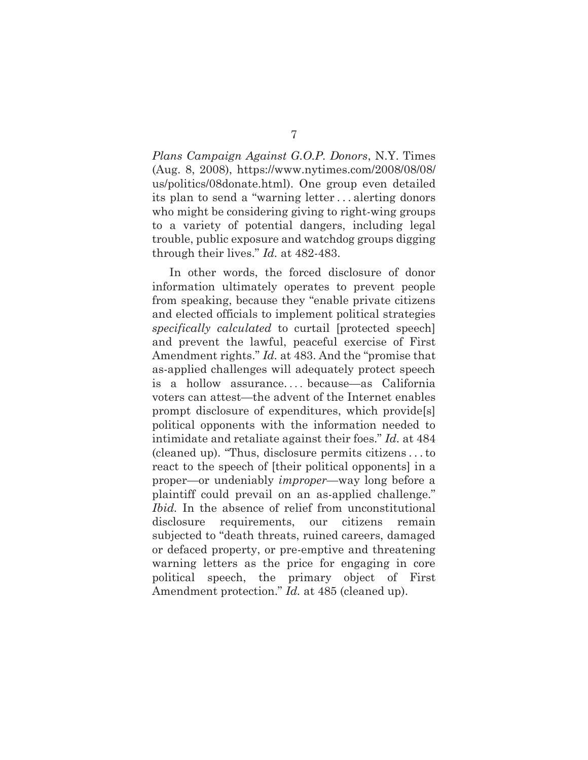*Plans Campaign Against G.O.P. Donors*, N.Y. Times (Aug. 8, 2008), https://www.nytimes.com/2008/08/08/us/politics/08donate.html). One group even detailed its plan to send a "warning letter . . . alerting donors who might be considering giving to right-wing groups to a variety of potential dangers, including legal trouble, public exposure and watchdog groups digging through their lives." *Id.* at 482-483.

In other words, the forced disclosure of donor information ultimately operates to prevent people from speaking, because they "enable private citizens and elected officials to implement political strategies *specifically calculated* to curtail [protected speech] and prevent the lawful, peaceful exercise of First Amendment rights." *Id.* at 483. And the "promise that as-applied challenges will adequately protect speech is a hollow assurance. . . . because—as California voters can attest—the advent of the Internet enables prompt disclosure of expenditures, which provide[s] political opponents with the information needed to intimidate and retaliate against their foes." *Id.* at 484 (cleaned up). "Thus, disclosure permits citizens . . . to react to the speech of [their political opponents] in a proper—or undeniably *improper*—way long before a plaintiff could prevail on an as-applied challenge." *Ibid.* In the absence of relief from unconstitutional disclosure requirements, our citizens remain subjected to "death threats, ruined careers, damaged or defaced property, or pre-emptive and threatening warning letters as the price for engaging in core political speech, the primary object of First Amendment protection." *Id.* at 485 (cleaned up).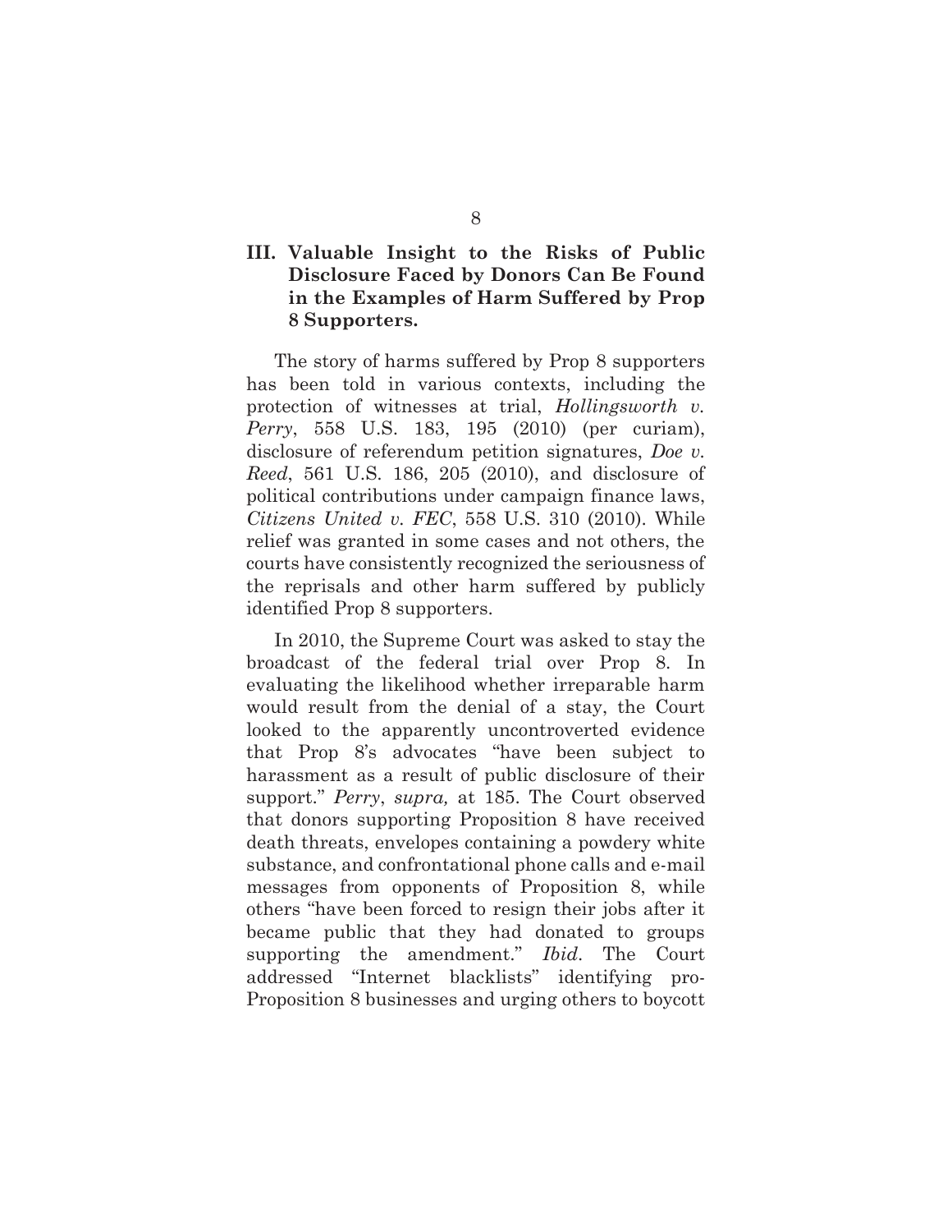### III. Valuable Insight to the Risks of Public Disclosure Faced by Donors Can Be Found in the Examples of Harm Suffered by Prop 8 Supporters.

The story of harms suffered by Prop 8 supporters has been told in various contexts, including the protection of witnesses at trial, *Hollingsworth v. Perry*, 558 U.S. 183, 195 (2010) (per curiam), disclosure of referendum petition signatures, *Doe v. Reed*, 561 U.S. 186, 205 (2010), and disclosure of political contributions under campaign finance laws, *Citizens United v. FEC*, 558 U.S. 310 (2010). While relief was granted in some cases and not others, the courts have consistently recognized the seriousness of the reprisals and other harm suffered by publicly identified Prop 8 supporters.

In 2010, the Supreme Court was asked to stay the broadcast of the federal trial over Prop 8. In evaluating the likelihood whether irreparable harm would result from the denial of a stay, the Court looked to the apparently uncontroverted evidence that Prop 8's advocates "have been subject to harassment as a result of public disclosure of their support." *Perry*, *supra,* at 185. The Court observed that donors supporting Proposition 8 have received death threats, envelopes containing a powdery white substance, and confrontational phone calls and e-mail messages from opponents of Proposition 8, while others "have been forced to resign their jobs after it became public that they had donated to groups supporting the amendment." *Ibid*. The Court addressed "Internet blacklists" identifying pro-Proposition 8 businesses and urging others to boycott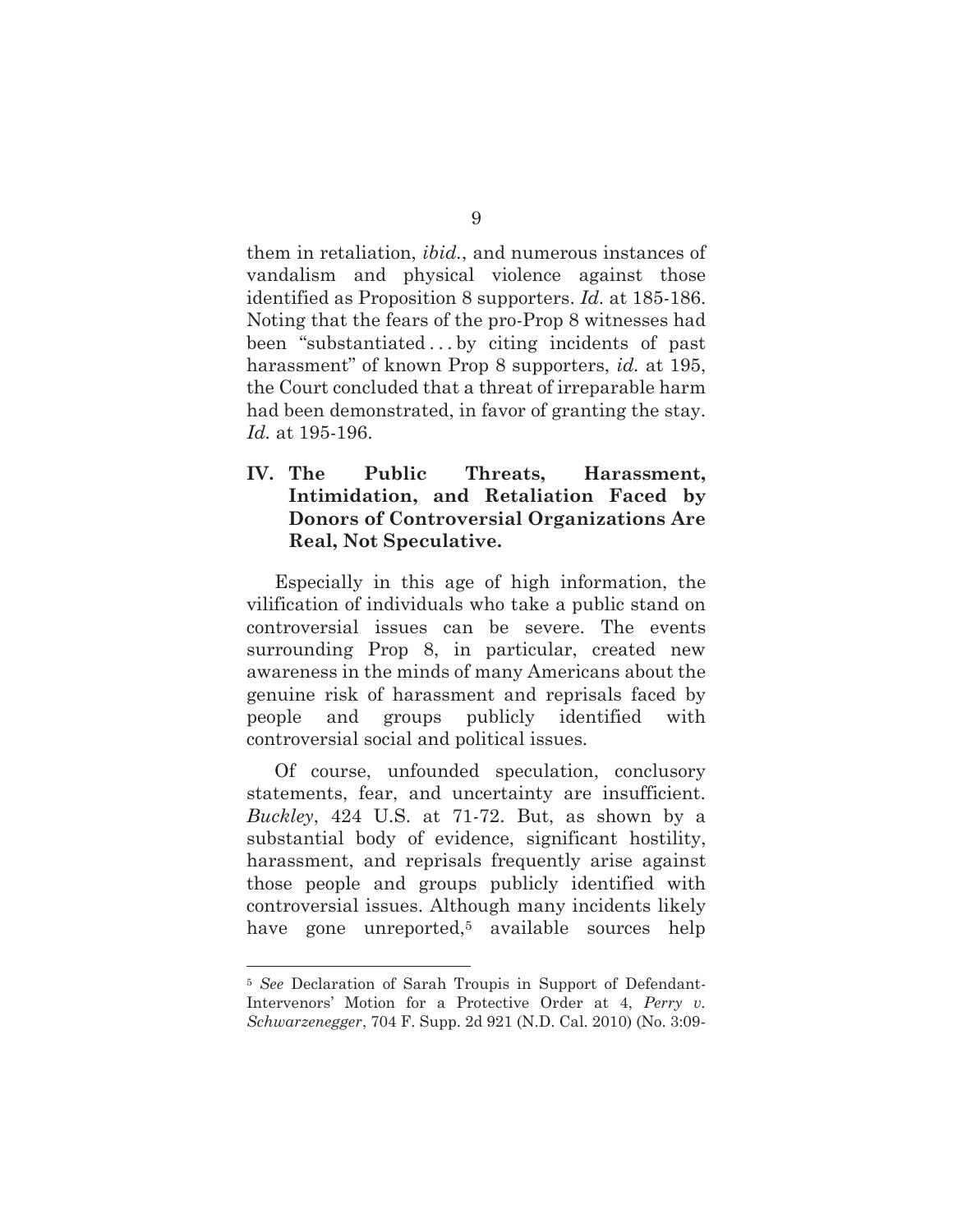them in retaliation, *ibid.*, and numerous instances of vandalism and physical violence against those identified as Proposition 8 supporters. *Id.* at 185-186. Noting that the fears of the pro-Prop 8 witnesses had been "substantiated . . . by citing incidents of past harassment" of known Prop 8 supporters, *id.* at 195, the Court concluded that a threat of irreparable harm had been demonstrated, in favor of granting the stay. *Id.* at 195-196.

## IV. The Public Threats, Harassment, Intimidation, and Retaliation Faced by Donors of Controversial Organizations Are Real, Not Speculative.

Especially in this age of high information, the vilification of individuals who take a public stand on controversial issues can be severe. The events surrounding Prop 8, in particular, created new awareness in the minds of many Americans about the genuine risk of harassment and reprisals faced by people and groups publicly identified with controversial social and political issues.

Of course, unfounded speculation, conclusory statements, fear, and uncertainty are insufficient. *Buckley*, 424 U.S. at 71-72. But, as shown by a substantial body of evidence, significant hostility, harassment, and reprisals frequently arise against those people and groups publicly identified with controversial issues. Although many incidents likely have gone unreported,[5] available sources help

---

[5] *See* Declaration of Sarah Troupis in Support of Defendant-Intervenors' Motion for a Protective Order at 4, *Perry v. Schwarzenegger*, 704 F. Supp. 2d 921 (N.D. Cal. 2010) (No. 3:09-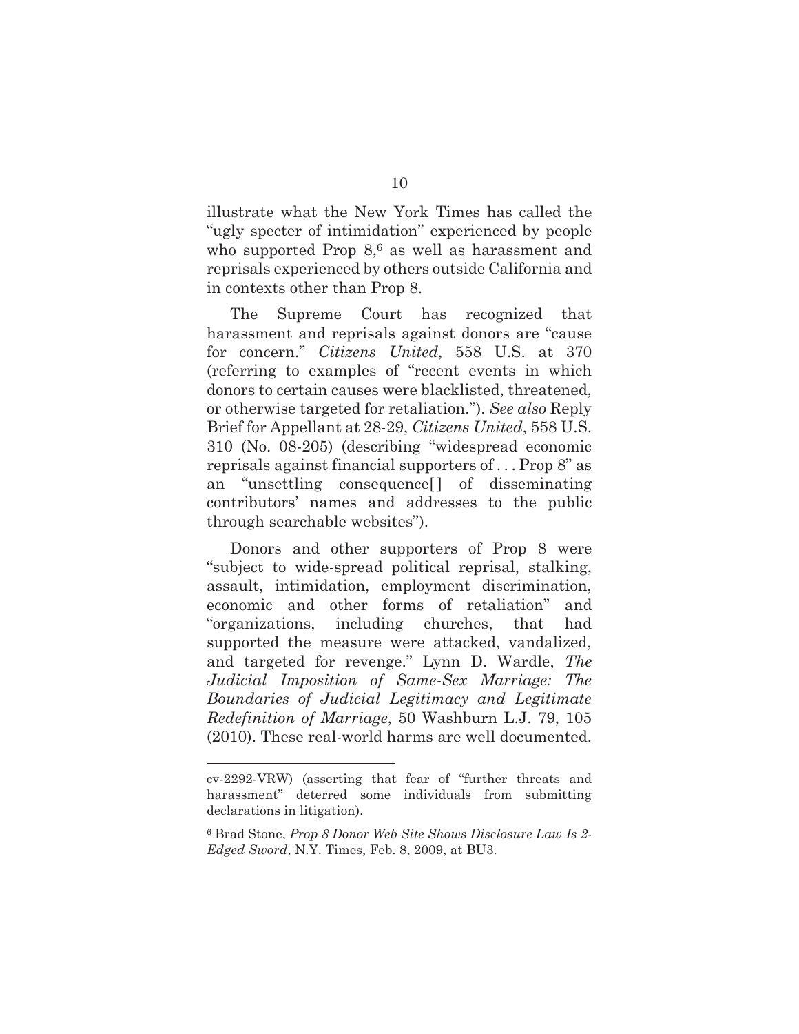illustrate what the New York Times has called the "ugly specter of intimidation" experienced by people who supported Prop 8,[6] as well as harassment and reprisals experienced by others outside California and in contexts other than Prop 8.

The Supreme Court has recognized that harassment and reprisals against donors are "cause for concern." *Citizens United*, 558 U.S. at 370 (referring to examples of "recent events in which donors to certain causes were blacklisted, threatened, or otherwise targeted for retaliation."). *See also* Reply Brief for Appellant at 28-29, *Citizens United*, 558 U.S. 310 (No. 08-205) (describing "widespread economic reprisals against financial supporters of . . . Prop 8" as an "unsettling consequence[] of disseminating contributors' names and addresses to the public through searchable websites").

Donors and other supporters of Prop 8 were "subject to wide-spread political reprisal, stalking, assault, intimidation, employment discrimination, economic and other forms of retaliation" and "organizations, including churches, that had supported the measure were attacked, vandalized, and targeted for revenge." Lynn D. Wardle, *The Judicial Imposition of Same-Sex Marriage: The Boundaries of Judicial Legitimacy and Legitimate Redefinition of Marriage*, 50 Washburn L.J. 79, 105 (2010). These real-world harms are well documented.

---

cv-2292-VRW) (asserting that fear of "further threats and harassment" deterred some individuals from submitting declarations in litigation).

[6] Brad Stone, *Prop 8 Donor Web Site Shows Disclosure Law Is 2-Edged Sword*, N.Y. Times, Feb. 8, 2009, at BU3.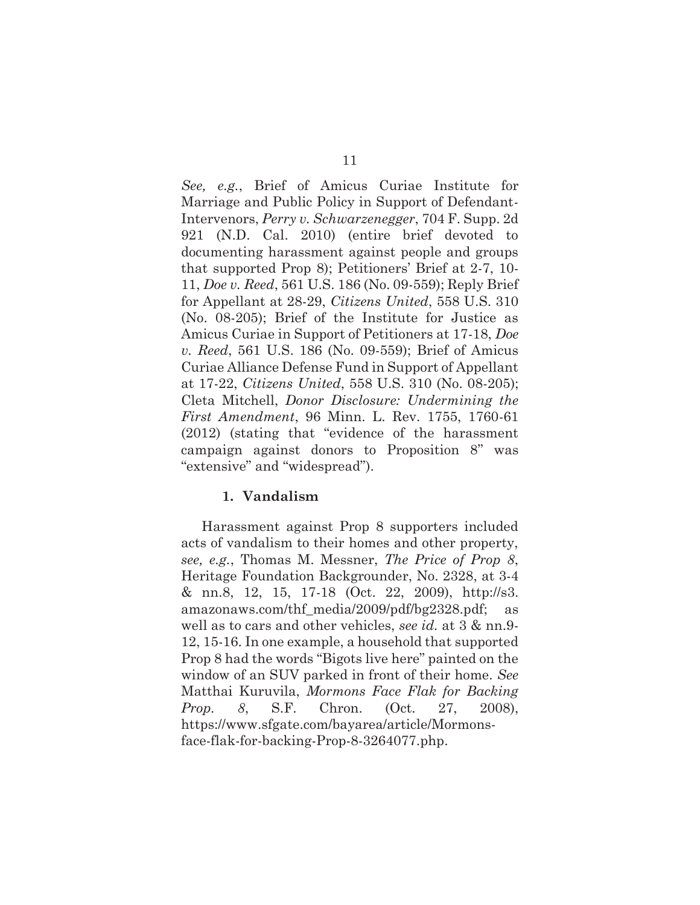*See, e.g.*, Brief of Amicus Curiae Institute for Marriage and Public Policy in Support of Defendant-Intervenors, *Perry v. Schwarzenegger*, 704 F. Supp. 2d 921 (N.D. Cal. 2010) (entire brief devoted to documenting harassment against people and groups that supported Prop 8); Petitioners' Brief at 2-7, 10-11, *Doe v. Reed*, 561 U.S. 186 (No. 09-559); Reply Brief for Appellant at 28-29, *Citizens United*, 558 U.S. 310 (No. 08-205); Brief of the Institute for Justice as Amicus Curiae in Support of Petitioners at 17-18, *Doe v. Reed*, 561 U.S. 186 (No. 09-559); Brief of Amicus Curiae Alliance Defense Fund in Support of Appellant at 17-22, *Citizens United*, 558 U.S. 310 (No. 08-205); Cleta Mitchell, *Donor Disclosure: Undermining the First Amendment*, 96 Minn. L. Rev. 1755, 1760-61 (2012) (stating that "evidence of the harassment campaign against donors to Proposition 8" was "extensive" and "widespread").

#### 1. Vandalism

Harassment against Prop 8 supporters included acts of vandalism to their homes and other property, *see, e.g.*, Thomas M. Messner, *The Price of Prop 8*, Heritage Foundation Backgrounder, No. 2328, at 3-4 & nn.8, 12, 15, 17-18 (Oct. 22, 2009), http://s3.amazonaws.com/thf_media/2009/pdf/bg2328.pdf; as well as to cars and other vehicles, *see id.* at 3 & nn.9-12, 15-16. In one example, a household that supported Prop 8 had the words "Bigots live here" painted on the window of an SUV parked in front of their home. *See* Matthai Kuruvila, *Mormons Face Flak for Backing Prop. 8*, S.F. Chron. (Oct. 27, 2008), https://www.sfgate.com/bayarea/article/Mormons-face-flak-for-backing-Prop-8-3264077.php.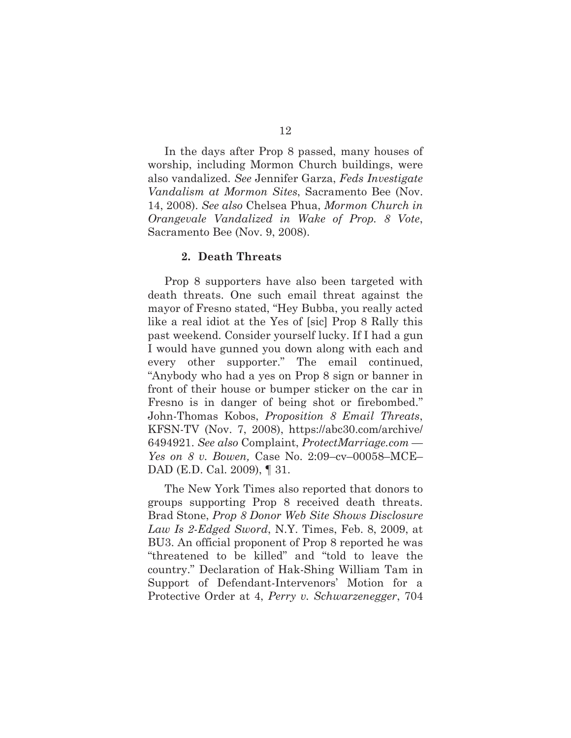In the days after Prop 8 passed, many houses of worship, including Mormon Church buildings, were also vandalized. *See* Jennifer Garza, *Feds Investigate Vandalism at Mormon Sites*, Sacramento Bee (Nov. 14, 2008). *See also* Chelsea Phua, *Mormon Church in Orangevale Vandalized in Wake of Prop. 8 Vote*, Sacramento Bee (Nov. 9, 2008).

### 2. Death Threats

Prop 8 supporters have also been targeted with death threats. One such email threat against the mayor of Fresno stated, "Hey Bubba, you really acted like a real idiot at the Yes of [sic] Prop 8 Rally this past weekend. Consider yourself lucky. If I had a gun I would have gunned you down along with each and every other supporter." The email continued, "Anybody who had a yes on Prop 8 sign or banner in front of their house or bumper sticker on the car in Fresno is in danger of being shot or firebombed." John-Thomas Kobos, *Proposition 8 Email Threats*, KFSN-TV (Nov. 7, 2008), https://abc30.com/archive/6494921. *See also* Complaint, *ProtectMarriage.com — Yes on 8 v. Bowen,* Case No. 2:09–cv–00058–MCE–DAD (E.D. Cal. 2009), ¶ 31.

The New York Times also reported that donors to groups supporting Prop 8 received death threats. Brad Stone, *Prop 8 Donor Web Site Shows Disclosure Law Is 2-Edged Sword*, N.Y. Times, Feb. 8, 2009, at BU3. An official proponent of Prop 8 reported he was "threatened to be killed" and "told to leave the country." Declaration of Hak-Shing William Tam in Support of Defendant-Intervenors' Motion for a Protective Order at 4, *Perry v. Schwarzenegger*, 704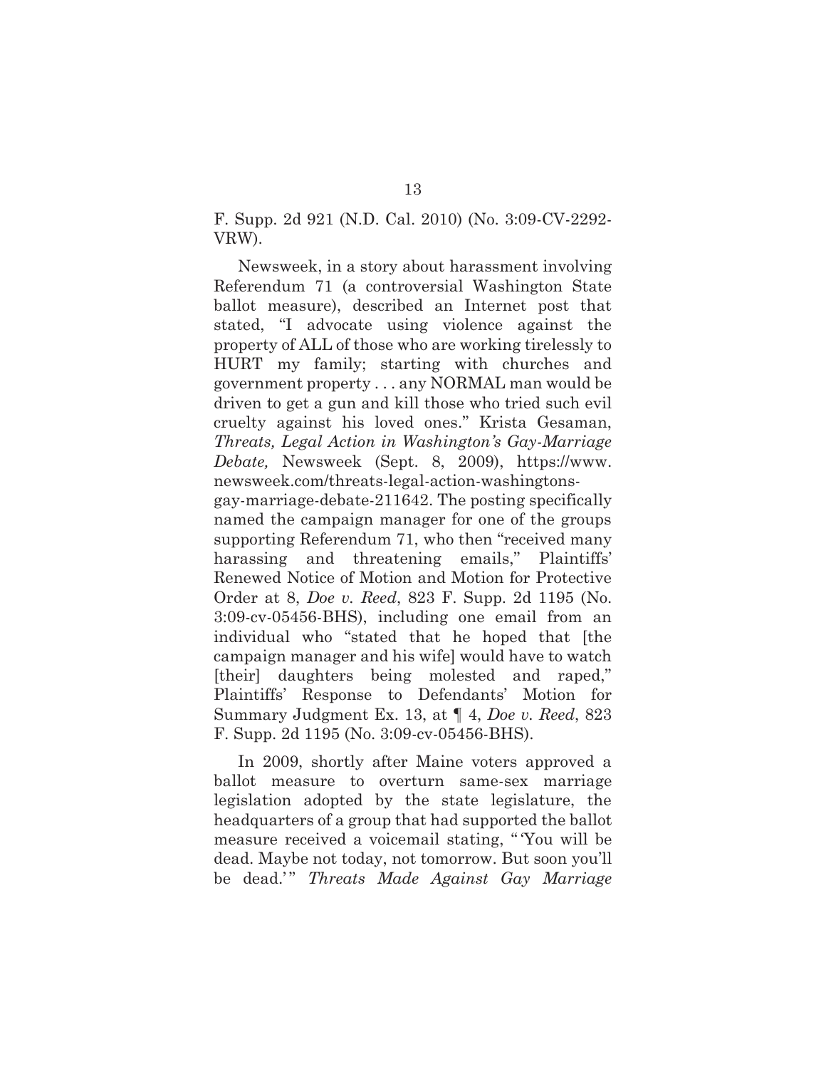F. Supp. 2d 921 (N.D. Cal. 2010) (No. 3:09-CV-2292-VRW).

Newsweek, in a story about harassment involving Referendum 71 (a controversial Washington State ballot measure), described an Internet post that stated, "I advocate using violence against the property of ALL of those who are working tirelessly to HURT my family; starting with churches and government property . . . any NORMAL man would be driven to get a gun and kill those who tried such evil cruelty against his loved ones." Krista Gesaman, *Threats, Legal Action in Washington's Gay-Marriage Debate,* Newsweek (Sept. 8, 2009), https://www.newsweek.com/threats-legal-action-washingtons-gay-marriage-debate-211642. The posting specifically named the campaign manager for one of the groups supporting Referendum 71, who then "received many harassing and threatening emails," Plaintiffs' Renewed Notice of Motion and Motion for Protective Order at 8, *Doe v. Reed*, 823 F. Supp. 2d 1195 (No. 3:09-cv-05456-BHS), including one email from an individual who "stated that he hoped that [the campaign manager and his wife] would have to watch [their] daughters being molested and raped," Plaintiffs' Response to Defendants' Motion for Summary Judgment Ex. 13, at ¶ 4, *Doe v. Reed*, 823 F. Supp. 2d 1195 (No. 3:09-cv-05456-BHS).

In 2009, shortly after Maine voters approved a ballot measure to overturn same-sex marriage legislation adopted by the state legislature, the headquarters of a group that had supported the ballot measure received a voicemail stating, "'You will be dead. Maybe not today, not tomorrow. But soon you'll be dead.'" *Threats Made Against Gay Marriage*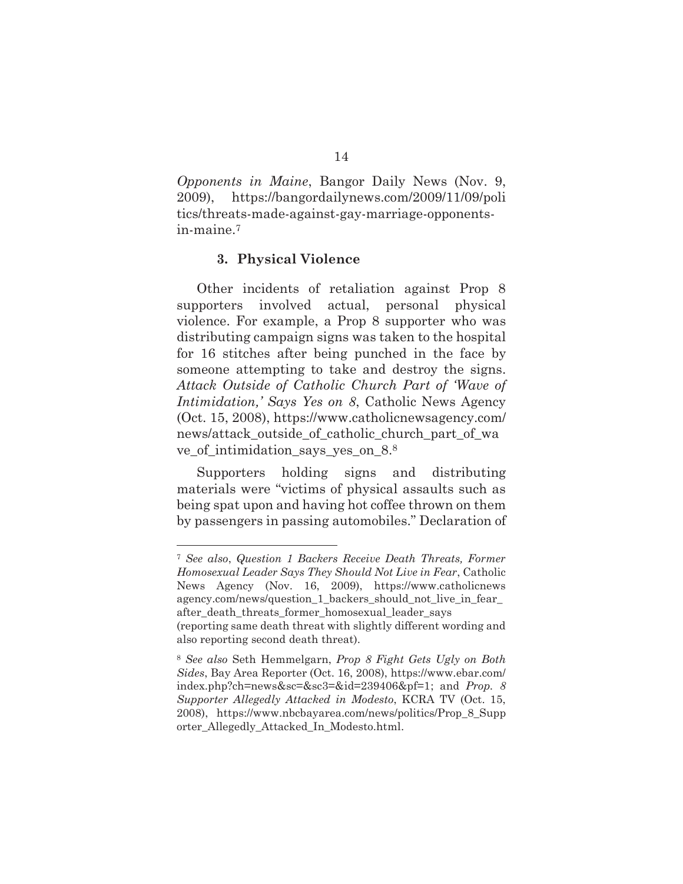*Opponents in Maine*, Bangor Daily News (Nov. 9, 2009), https://bangordailynews.com/2009/11/09/politics/threats-made-against-gay-marriage-opponents-in-maine.[7]

### 3. Physical Violence

Other incidents of retaliation against Prop 8 supporters involved actual, personal physical violence. For example, a Prop 8 supporter who was distributing campaign signs was taken to the hospital for 16 stitches after being punched in the face by someone attempting to take and destroy the signs. *Attack Outside of Catholic Church Part of 'Wave of Intimidation,' Says Yes on 8*, Catholic News Agency (Oct. 15, 2008), https://www.catholicnewsagency.com/news/attack_outside_of_catholic_church_part_of_wave_of_intimidation_says_yes_on_8.[8]

Supporters holding signs and distributing materials were "victims of physical assaults such as being spat upon and having hot coffee thrown on them by passengers in passing automobiles." Declaration of

---

[7] *See also*, *Question 1 Backers Receive Death Threats, Former Homosexual Leader Says They Should Not Live in Fear*, Catholic News Agency (Nov. 16, 2009), https://www.catholicnewsagency.com/news/question_1_backers_should_not_live_in_fear_after_death_threats_former_homosexual_leader_says (reporting same death threat with slightly different wording and also reporting second death threat).

[8] *See also* Seth Hemmelgarn, *Prop 8 Fight Gets Ugly on Both Sides*, Bay Area Reporter (Oct. 16, 2008), https://www.ebar.com/index.php?ch=news&sc=&sc3=&id=239406&pf=1; and *Prop. 8 Supporter Allegedly Attacked in Modesto*, KCRA TV (Oct. 15, 2008), https://www.nbcbayarea.com/news/politics/Prop_8_Supporter_Allegedly_Attacked_In_Modesto.html.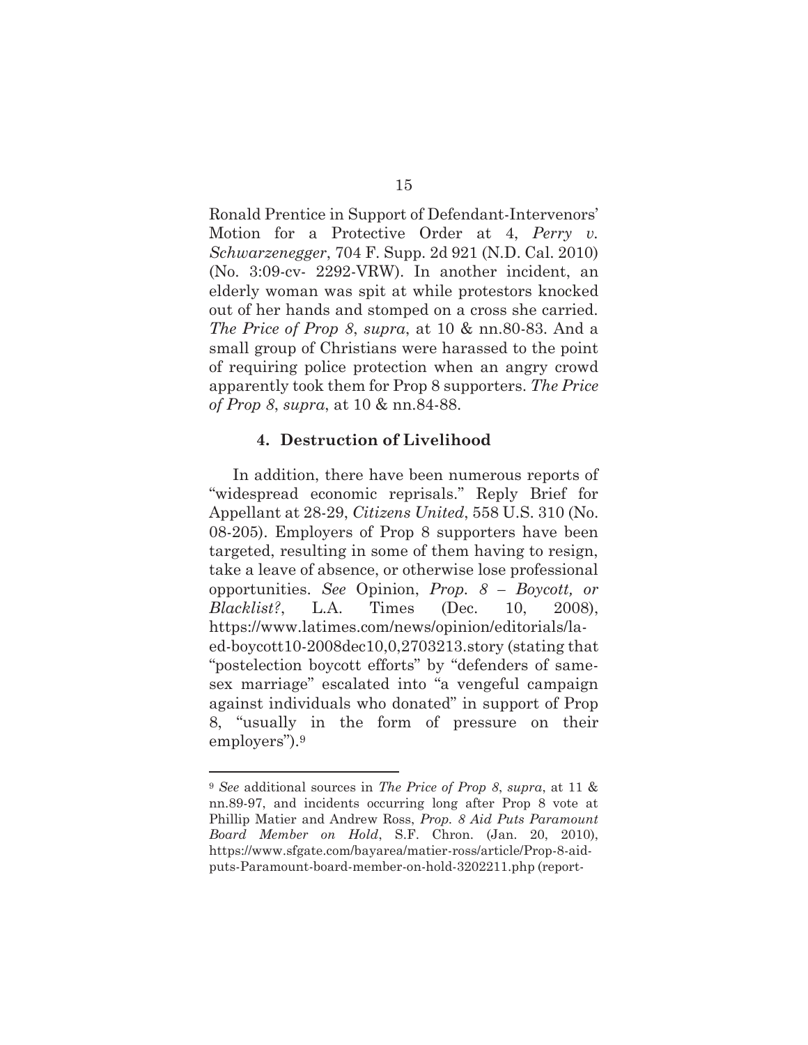Ronald Prentice in Support of Defendant-Intervenors' Motion for a Protective Order at 4, *Perry v. Schwarzenegger*, 704 F. Supp. 2d 921 (N.D. Cal. 2010) (No. 3:09-cv- 2292-VRW). In another incident, an elderly woman was spit at while protestors knocked out of her hands and stomped on a cross she carried. *The Price of Prop 8*, *supra*, at 10 & nn.80-83. And a small group of Christians were harassed to the point of requiring police protection when an angry crowd apparently took them for Prop 8 supporters. *The Price of Prop 8*, *supra*, at 10 & nn.84-88.

### 4. Destruction of Livelihood

In addition, there have been numerous reports of "widespread economic reprisals." Reply Brief for Appellant at 28-29, *Citizens United*, 558 U.S. 310 (No. 08-205). Employers of Prop 8 supporters have been targeted, resulting in some of them having to resign, take a leave of absence, or otherwise lose professional opportunities. *See* Opinion, *Prop. 8 – Boycott, or Blacklist?*, L.A. Times (Dec. 10, 2008), https://www.latimes.com/news/opinion/editorials/la-ed-boycott10-2008dec10,0,2703213.story (stating that "postelection boycott efforts" by "defenders of same-sex marriage" escalated into "a vengeful campaign against individuals who donated" in support of Prop 8, "usually in the form of pressure on their employers").[9]

---

[9] *See* additional sources in *The Price of Prop 8*, *supra*, at 11 & nn.89-97, and incidents occurring long after Prop 8 vote at Phillip Matier and Andrew Ross, *Prop. 8 Aid Puts Paramount Board Member on Hold*, S.F. Chron. (Jan. 20, 2010), https://www.sfgate.com/bayarea/matier-ross/article/Prop-8-aid-puts-Paramount-board-member-on-hold-3202211.php (report-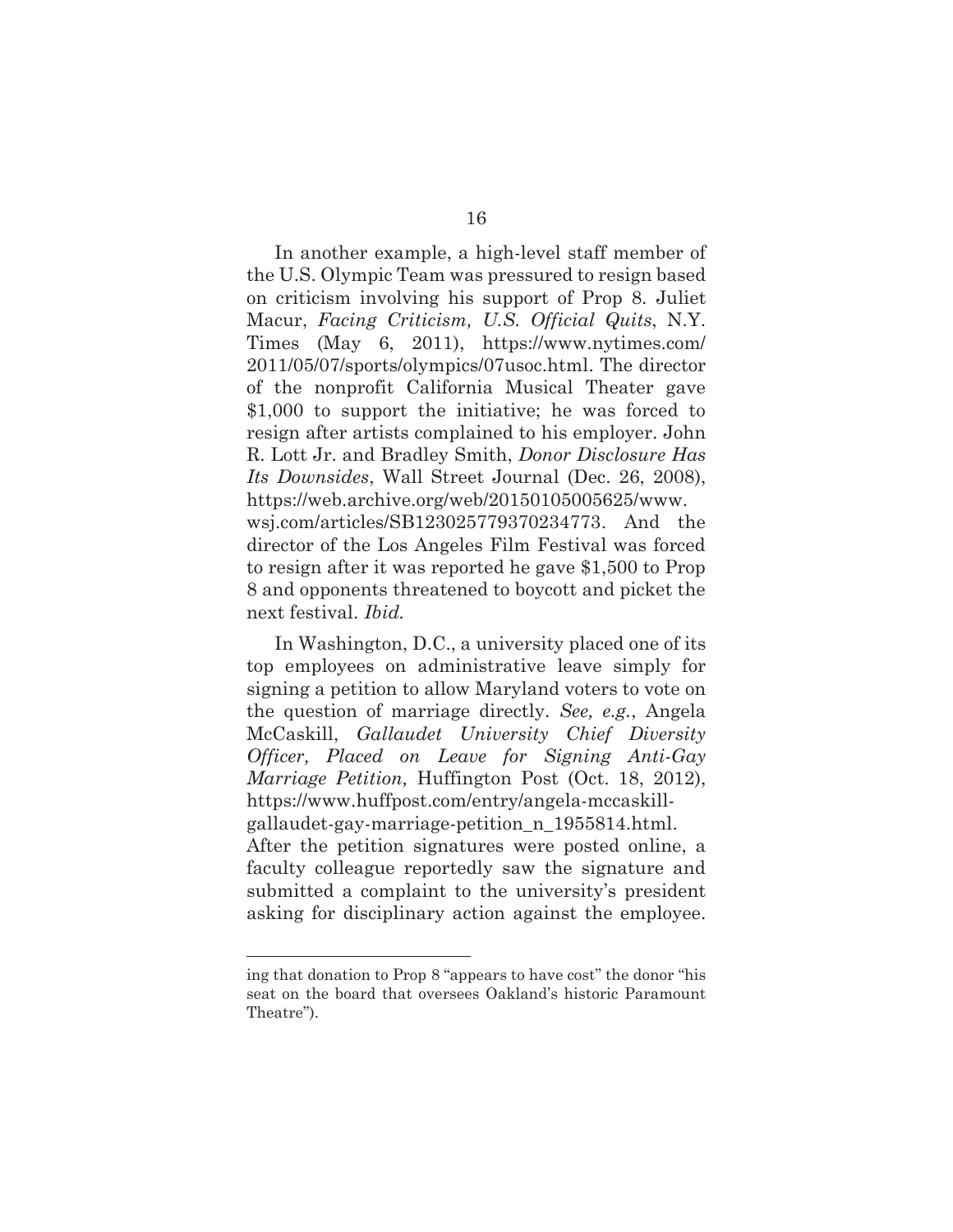In another example, a high-level staff member of the U.S. Olympic Team was pressured to resign based on criticism involving his support of Prop 8. Juliet Macur, *Facing Criticism, U.S. Official Quits*, N.Y. Times (May 6, 2011), https://www.nytimes.com/2011/05/07/sports/olympics/07usoc.html. The director of the nonprofit California Musical Theater gave $1,000 to support the initiative; he was forced to resign after artists complained to his employer. John R. Lott Jr. and Bradley Smith, *Donor Disclosure Has Its Downsides*, Wall Street Journal (Dec. 26, 2008), https://web.archive.org/web/20150105005625/www.wsj.com/articles/SB123025779370234773. And the director of the Los Angeles Film Festival was forced to resign after it was reported he gave $1,500 to Prop 8 and opponents threatened to boycott and picket the next festival. *Ibid.*

In Washington, D.C., a university placed one of its top employees on administrative leave simply for signing a petition to allow Maryland voters to vote on the question of marriage directly. *See, e.g.*, Angela McCaskill, *Gallaudet University Chief Diversity Officer, Placed on Leave for Signing Anti-Gay Marriage Petition,* Huffington Post (Oct. 18, 2012), https://www.huffpost.com/entry/angela-mccaskill-gallaudet-gay-marriage-petition_n_1955814.html. After the petition signatures were posted online, a faculty colleague reportedly saw the signature and submitted a complaint to the university's president asking for disciplinary action against the employee.

---

ing that donation to Prop 8 "appears to have cost" the donor "his seat on the board that oversees Oakland's historic Paramount Theatre").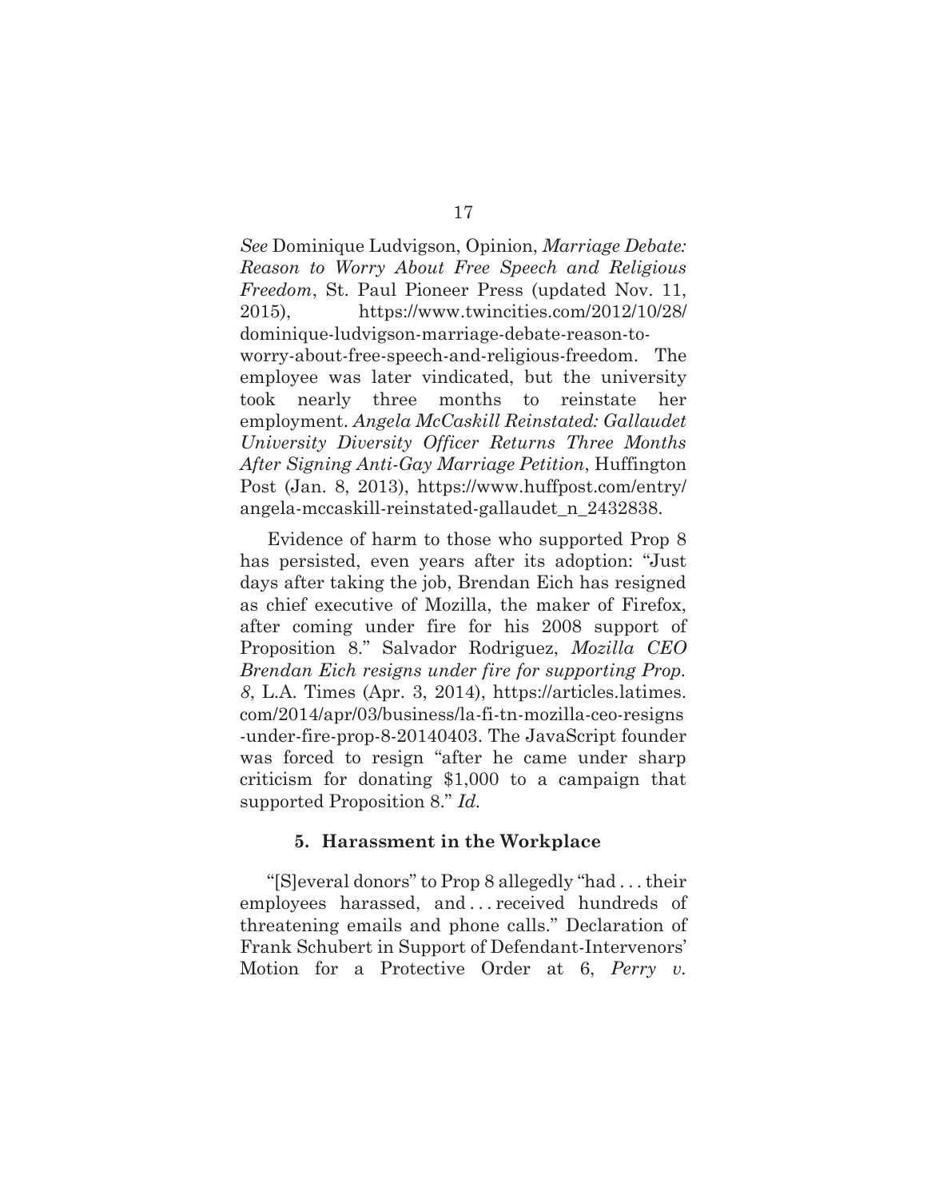*See* Dominique Ludvigson, Opinion, *Marriage Debate: Reason to Worry About Free Speech and Religious Freedom*, St. Paul Pioneer Press (updated Nov. 11, 2015), https://www.twincities.com/2012/10/28/dominique-ludvigson-marriage-debate-reason-to-worry-about-free-speech-and-religious-freedom. The employee was later vindicated, but the university took nearly three months to reinstate her employment. *Angela McCaskill Reinstated: Gallaudet University Diversity Officer Returns Three Months After Signing Anti-Gay Marriage Petition*, Huffington Post (Jan. 8, 2013), https://www.huffpost.com/entry/angela-mccaskill-reinstated-gallaudet_n_2432838.

Evidence of harm to those who supported Prop 8 has persisted, even years after its adoption: "Just days after taking the job, Brendan Eich has resigned as chief executive of Mozilla, the maker of Firefox, after coming under fire for his 2008 support of Proposition 8." Salvador Rodriguez, *Mozilla CEO Brendan Eich resigns under fire for supporting Prop. 8*, L.A. Times (Apr. 3, 2014), https://articles.latimes.com/2014/apr/03/business/la-fi-tn-mozilla-ceo-resigns-under-fire-prop-8-20140403. The JavaScript founder was forced to resign "after he came under sharp criticism for donating $1,000 to a campaign that supported Proposition 8." *Id.*

### 5. Harassment in the Workplace

"[S]everal donors" to Prop 8 allegedly "had . . . their employees harassed, and . . . received hundreds of threatening emails and phone calls." Declaration of Frank Schubert in Support of Defendant-Intervenors' Motion for a Protective Order at 6, *Perry v.*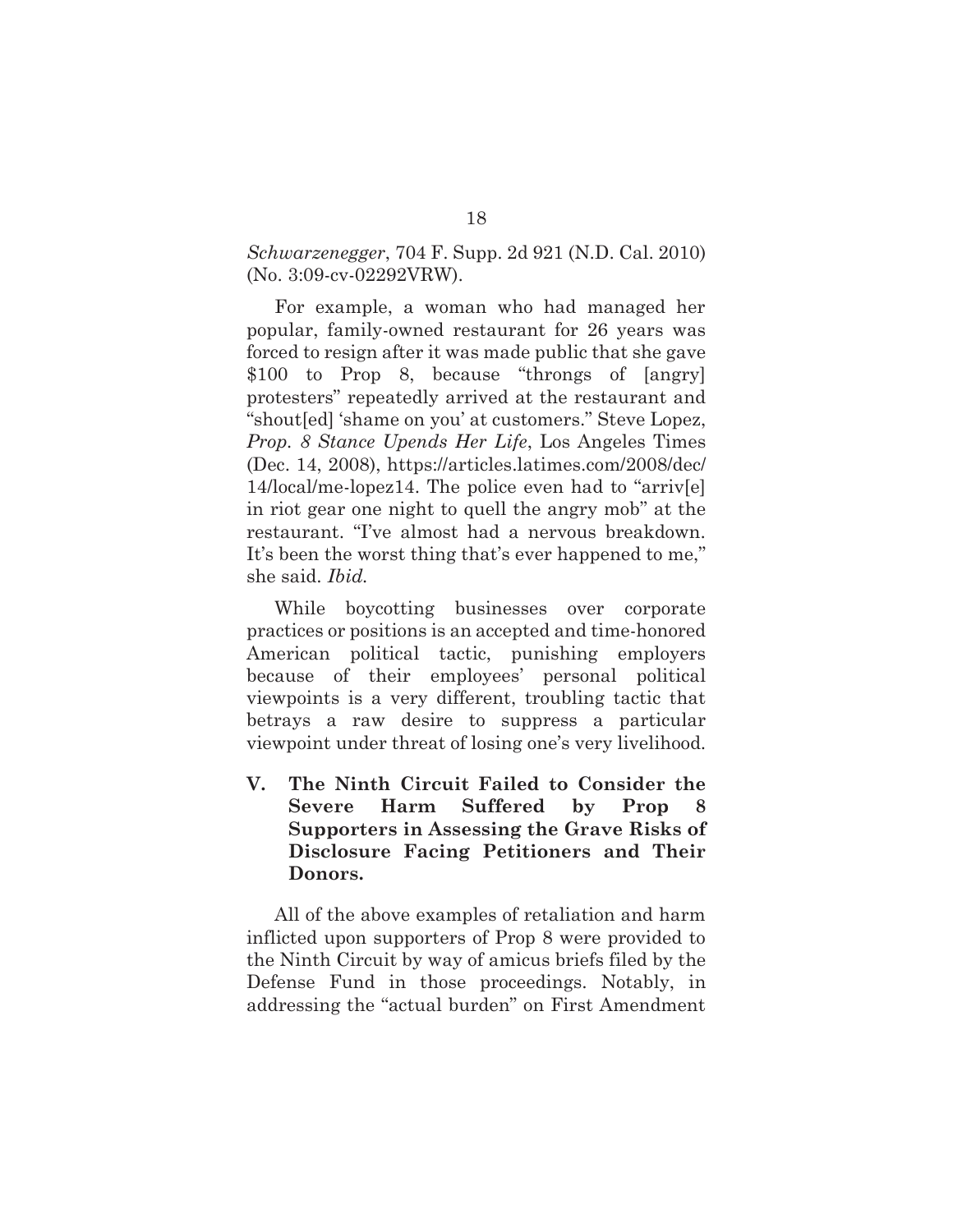*Schwarzenegger*, 704 F. Supp. 2d 921 (N.D. Cal. 2010) (No. 3:09-cv-02292VRW).

For example, a woman who had managed her popular, family-owned restaurant for 26 years was forced to resign after it was made public that she gave $100 to Prop 8, because "throngs of [angry] protesters" repeatedly arrived at the restaurant and "shout[ed] 'shame on you' at customers." Steve Lopez, *Prop. 8 Stance Upends Her Life*, Los Angeles Times (Dec. 14, 2008), https://articles.latimes.com/2008/dec/14/local/me-lopez14. The police even had to "arriv[e] in riot gear one night to quell the angry mob" at the restaurant. "I've almost had a nervous breakdown. It's been the worst thing that's ever happened to me," she said. *Ibid.*

While boycotting businesses over corporate practices or positions is an accepted and time-honored American political tactic, punishing employers because of their employees' personal political viewpoints is a very different, troubling tactic that betrays a raw desire to suppress a particular viewpoint under threat of losing one's very livelihood.

## V. The Ninth Circuit Failed to Consider the Severe Harm Suffered by Prop 8 Supporters in Assessing the Grave Risks of Disclosure Facing Petitioners and Their Donors.

All of the above examples of retaliation and harm inflicted upon supporters of Prop 8 were provided to the Ninth Circuit by way of amicus briefs filed by the Defense Fund in those proceedings. Notably, in addressing the "actual burden" on First Amendment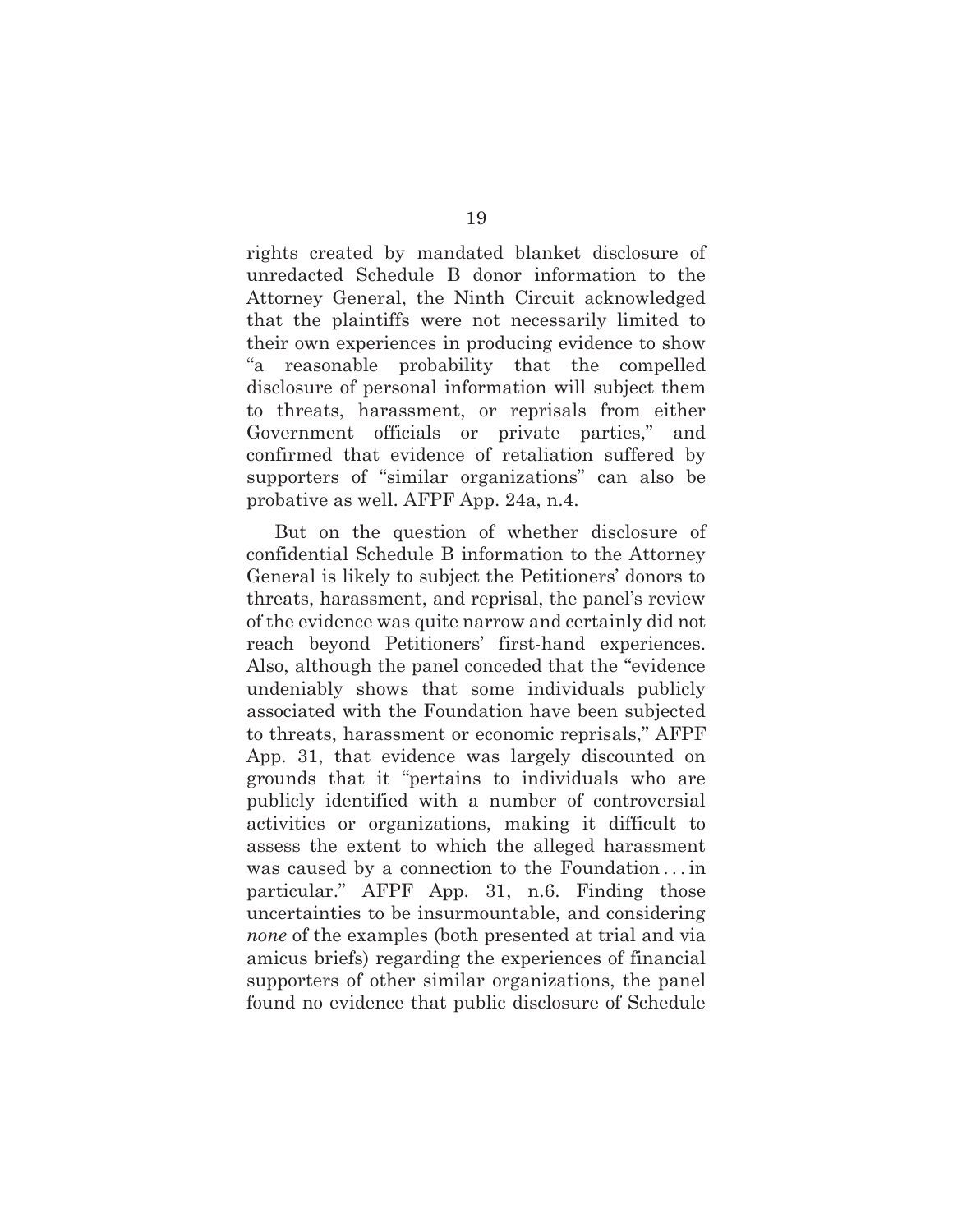rights created by mandated blanket disclosure of unredacted Schedule B donor information to the Attorney General, the Ninth Circuit acknowledged that the plaintiffs were not necessarily limited to their own experiences in producing evidence to show "a reasonable probability that the compelled disclosure of personal information will subject them to threats, harassment, or reprisals from either Government officials or private parties," and confirmed that evidence of retaliation suffered by supporters of "similar organizations" can also be probative as well. AFPF App. 24a, n.4.

But on the question of whether disclosure of confidential Schedule B information to the Attorney General is likely to subject the Petitioners' donors to threats, harassment, and reprisal, the panel's review of the evidence was quite narrow and certainly did not reach beyond Petitioners' first-hand experiences. Also, although the panel conceded that the "evidence undeniably shows that some individuals publicly associated with the Foundation have been subjected to threats, harassment or economic reprisals," AFPF App. 31, that evidence was largely discounted on grounds that it "pertains to individuals who are publicly identified with a number of controversial activities or organizations, making it difficult to assess the extent to which the alleged harassment was caused by a connection to the Foundation . . . in particular." AFPF App. 31, n.6. Finding those uncertainties to be insurmountable, and considering *none* of the examples (both presented at trial and via amicus briefs) regarding the experiences of financial supporters of other similar organizations, the panel found no evidence that public disclosure of Schedule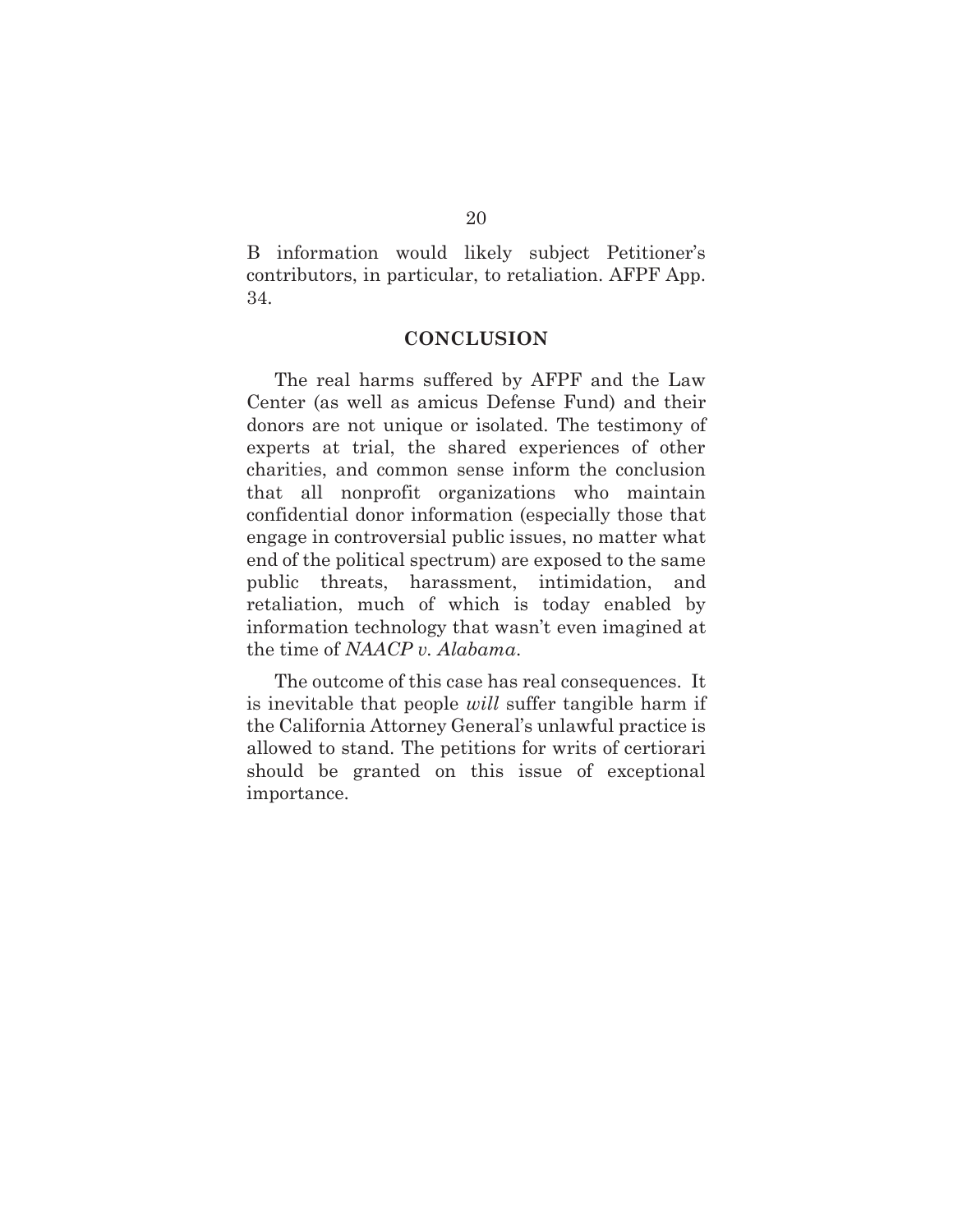B information would likely subject Petitioner's contributors, in particular, to retaliation. AFPF App. 34.

## CONCLUSION

The real harms suffered by AFPF and the Law Center (as well as amicus Defense Fund) and their donors are not unique or isolated. The testimony of experts at trial, the shared experiences of other charities, and common sense inform the conclusion that all nonprofit organizations who maintain confidential donor information (especially those that engage in controversial public issues, no matter what end of the political spectrum) are exposed to the same public threats, harassment, intimidation, and retaliation, much of which is today enabled by information technology that wasn't even imagined at the time of *NAACP v. Alabama*.

The outcome of this case has real consequences. It is inevitable that people *will* suffer tangible harm if the California Attorney General's unlawful practice is allowed to stand. The petitions for writs of certiorari should be granted on this issue of exceptional importance.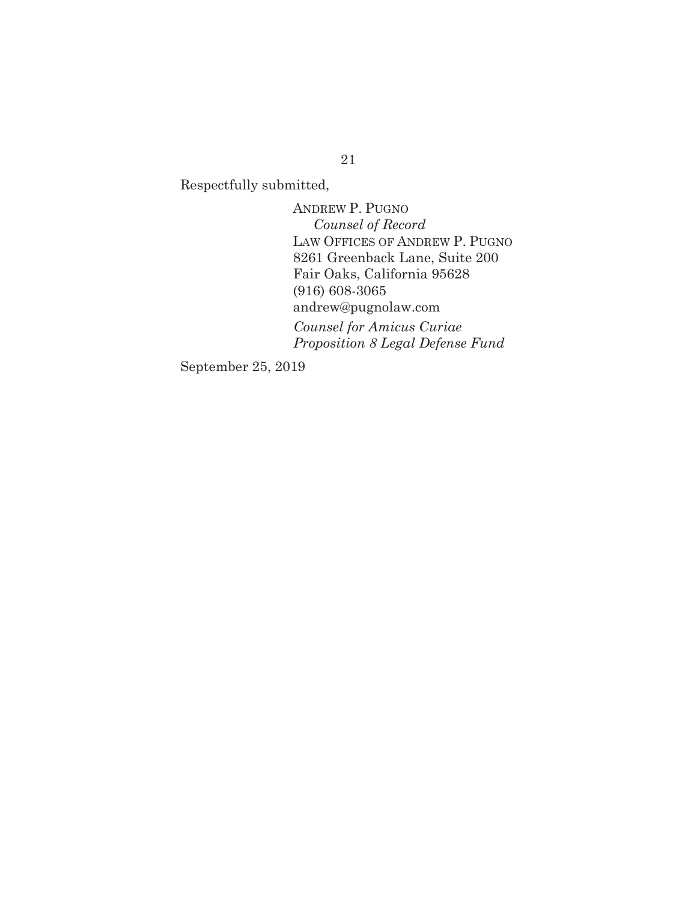Respectfully submitted,

ANDREW P. PUGNO
*Counsel of Record*
LAW OFFICES OF ANDREW P. PUGNO
8261 Greenback Lane, Suite 200
Fair Oaks, California 95628
(916) 608-3065
andrew@pugnolaw.com

*Counsel for Amicus Curiae*
*Proposition 8 Legal Defense Fund*

September 25, 2019